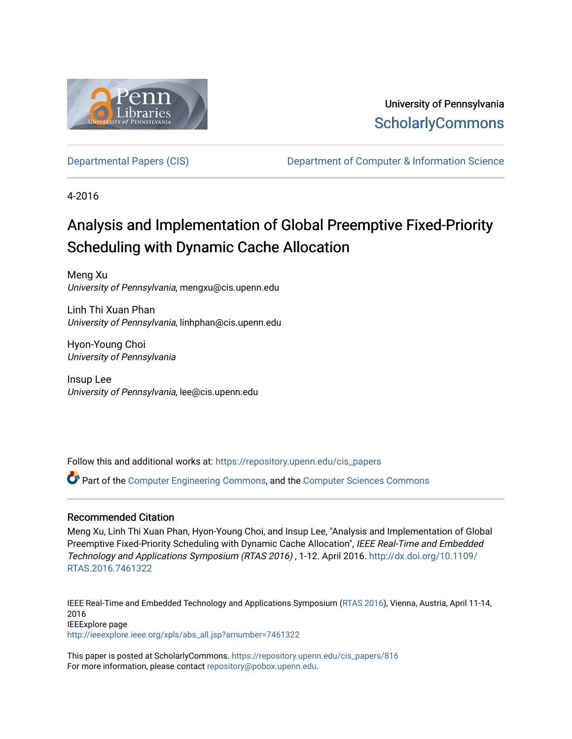University of Pennsylvania
ScholarlyCommons

Departmental Papers (CIS) | Department of Computer & Information Science

4-2016

# Analysis and Implementation of Global Preemptive Fixed-Priority Scheduling with Dynamic Cache Allocation

Meng Xu
*University of Pennsylvania*, mengxu@cis.upenn.edu

Linh Thi Xuan Phan
*University of Pennsylvania*, linhphan@cis.upenn.edu

Hyon-Young Choi
*University of Pennsylvania*

Insup Lee
*University of Pennsylvania*, lee@cis.upenn.edu

Follow this and additional works at: https://repository.upenn.edu/cis_papers

Part of the Computer Engineering Commons, and the Computer Sciences Commons

## Recommended Citation

Meng Xu, Linh Thi Xuan Phan, Hyon-Young Choi, and Insup Lee, "Analysis and Implementation of Global Preemptive Fixed-Priority Scheduling with Dynamic Cache Allocation", *IEEE Real-Time and Embedded Technology and Applications Symposium (RTAS 2016)* , 1-12. April 2016. http://dx.doi.org/10.1109/RTAS.2016.7461322

IEEE Real-Time and Embedded Technology and Applications Symposium (RTAS 2016), Vienna, Austria, April 11-14, 2016
IEEExplore page
http://ieeexplore.ieee.org/xpls/abs_all.jsp?arnumber=7461322

This paper is posted at ScholarlyCommons. https://repository.upenn.edu/cis_papers/816
For more information, please contact repository@pobox.upenn.edu.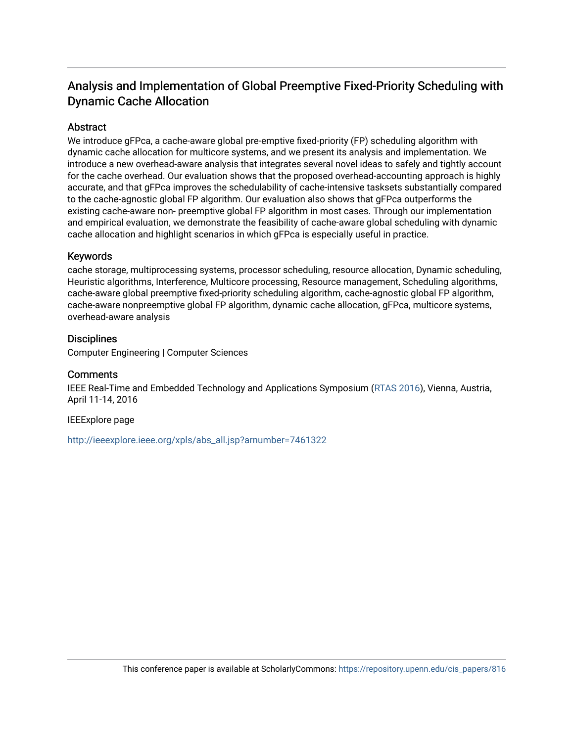# Analysis and Implementation of Global Preemptive Fixed-Priority Scheduling with Dynamic Cache Allocation

## Abstract

We introduce gFPca, a cache-aware global pre-emptive fixed-priority (FP) scheduling algorithm with dynamic cache allocation for multicore systems, and we present its analysis and implementation. We introduce a new overhead-aware analysis that integrates several novel ideas to safely and tightly account for the cache overhead. Our evaluation shows that the proposed overhead-accounting approach is highly accurate, and that gFPca improves the schedulability of cache-intensive tasksets substantially compared to the cache-agnostic global FP algorithm. Our evaluation also shows that gFPca outperforms the existing cache-aware non- preemptive global FP algorithm in most cases. Through our implementation and empirical evaluation, we demonstrate the feasibility of cache-aware global scheduling with dynamic cache allocation and highlight scenarios in which gFPca is especially useful in practice.

## Keywords

cache storage, multiprocessing systems, processor scheduling, resource allocation, Dynamic scheduling, Heuristic algorithms, Interference, Multicore processing, Resource management, Scheduling algorithms, cache-aware global preemptive fixed-priority scheduling algorithm, cache-agnostic global FP algorithm, cache-aware nonpreemptive global FP algorithm, dynamic cache allocation, gFPca, multicore systems, overhead-aware analysis

## Disciplines

Computer Engineering | Computer Sciences

## Comments

IEEE Real-Time and Embedded Technology and Applications Symposium (RTAS 2016), Vienna, Austria, April 11-14, 2016

IEEExplore page

http://ieeexplore.ieee.org/xpls/abs_all.jsp?arnumber=7461322

This conference paper is available at ScholarlyCommons: https://repository.upenn.edu/cis_papers/816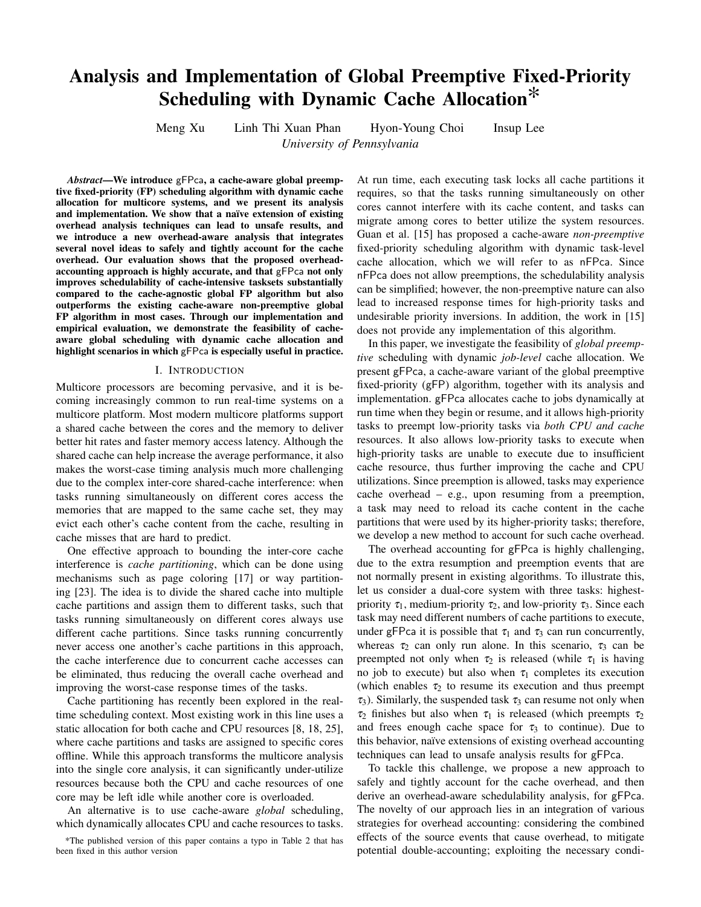# Analysis and Implementation of Global Preemptive Fixed-Priority Scheduling with Dynamic Cache Allocation*

Meng Xu Linh Thi Xuan Phan Hyon-Young Choi Insup Lee

*University of Pennsylvania*

***Abstract*—We introduce gFPca, a cache-aware global preemptive fixed-priority (FP) scheduling algorithm with dynamic cache allocation for multicore systems, and we present its analysis and implementation. We show that a naïve extension of existing overhead analysis techniques can lead to unsafe results, and we introduce a new overhead-aware analysis that integrates several novel ideas to safely and tightly account for the cache overhead. Our evaluation shows that the proposed overhead-accounting approach is highly accurate, and that gFPca not only improves schedulability of cache-intensive tasksets substantially compared to the cache-agnostic global FP algorithm but also outperforms the existing cache-aware non-preemptive global FP algorithm in most cases. Through our implementation and empirical evaluation, we demonstrate the feasibility of cache-aware global scheduling with dynamic cache allocation and highlight scenarios in which gFPca is especially useful in practice.**

## I. Introduction

Multicore processors are becoming pervasive, and it is becoming increasingly common to run real-time systems on a multicore platform. Most modern multicore platforms support a shared cache between the cores and the memory to deliver better hit rates and faster memory access latency. Although the shared cache can help increase the average performance, it also makes the worst-case timing analysis much more challenging due to the complex inter-core shared-cache interference: when tasks running simultaneously on different cores access the memories that are mapped to the same cache set, they may evict each other's cache content from the cache, resulting in cache misses that are hard to predict.

One effective approach to bounding the inter-core cache interference is *cache partitioning*, which can be done using mechanisms such as page coloring [17] or way partitioning [23]. The idea is to divide the shared cache into multiple cache partitions and assign them to different tasks, such that tasks running simultaneously on different cores always use different cache partitions. Since tasks running concurrently never access one another's cache partitions in this approach, the cache interference due to concurrent cache accesses can be eliminated, thus reducing the overall cache overhead and improving the worst-case response times of the tasks.

Cache partitioning has recently been explored in the real-time scheduling context. Most existing work in this line uses a static allocation for both cache and CPU resources [8, 18, 25], where cache partitions and tasks are assigned to specific cores offline. While this approach transforms the multicore analysis into the single core analysis, it can significantly under-utilize resources because both the CPU and cache resources of one core may be left idle while another core is overloaded.

An alternative is to use cache-aware *global* scheduling, which dynamically allocates CPU and cache resources to tasks. At run time, each executing task locks all cache partitions it requires, so that the tasks running simultaneously on other cores cannot interfere with its cache content, and tasks can migrate among cores to better utilize the system resources. Guan et al. [15] has proposed a cache-aware *non-preemptive* fixed-priority scheduling algorithm with dynamic task-level cache allocation, which we will refer to as nFPca. Since nFPca does not allow preemptions, the schedulability analysis can be simplified; however, the non-preemptive nature can also lead to increased response times for high-priority tasks and undesirable priority inversions. In addition, the work in [15] does not provide any implementation of this algorithm.

In this paper, we investigate the feasibility of *global preemptive* scheduling with dynamic *job-level* cache allocation. We present gFPca, a cache-aware variant of the global preemptive fixed-priority (gFP) algorithm, together with its analysis and implementation. gFPca allocates cache to jobs dynamically at run time when they begin or resume, and it allows high-priority tasks to preempt low-priority tasks via *both CPU and cache* resources. It also allows low-priority tasks to execute when high-priority tasks are unable to execute due to insufficient cache resource, thus further improving the cache and CPU utilizations. Since preemption is allowed, tasks may experience cache overhead – e.g., upon resuming from a preemption, a task may need to reload its cache content in the cache partitions that were used by its higher-priority tasks; therefore, we develop a new method to account for such cache overhead.

The overhead accounting for gFPca is highly challenging, due to the extra resumption and preemption events that are not normally present in existing algorithms. To illustrate this, let us consider a dual-core system with three tasks: highest-priority $\tau_1$, medium-priority $\tau_2$, and low-priority $\tau_3$. Since each task may need different numbers of cache partitions to execute, under gFPca it is possible that $\tau_1$ and $\tau_3$ can run concurrently, whereas $\tau_2$ can only run alone. In this scenario, $\tau_3$ can be preempted not only when $\tau_2$ is released (while $\tau_1$ is having no job to execute) but also when $\tau_1$ completes its execution (which enables $\tau_2$ to resume its execution and thus preempt $\tau_3$). Similarly, the suspended task $\tau_3$ can resume not only when $\tau_2$ finishes but also when $\tau_1$ is released (which preempts $\tau_2$ and frees enough cache space for $\tau_3$ to continue). Due to this behavior, naïve extensions of existing overhead accounting techniques can lead to unsafe analysis results for gFPca.

To tackle this challenge, we propose a new approach to safely and tightly account for the cache overhead, and then derive an overhead-aware schedulability analysis, for gFPca. The novelty of our approach lies in an integration of various strategies for overhead accounting: considering the combined effects of the source events that cause overhead, to mitigate potential double-accounting; exploiting the necessary condi-

*The published version of this paper contains a typo in Table 2 that has been fixed in this author version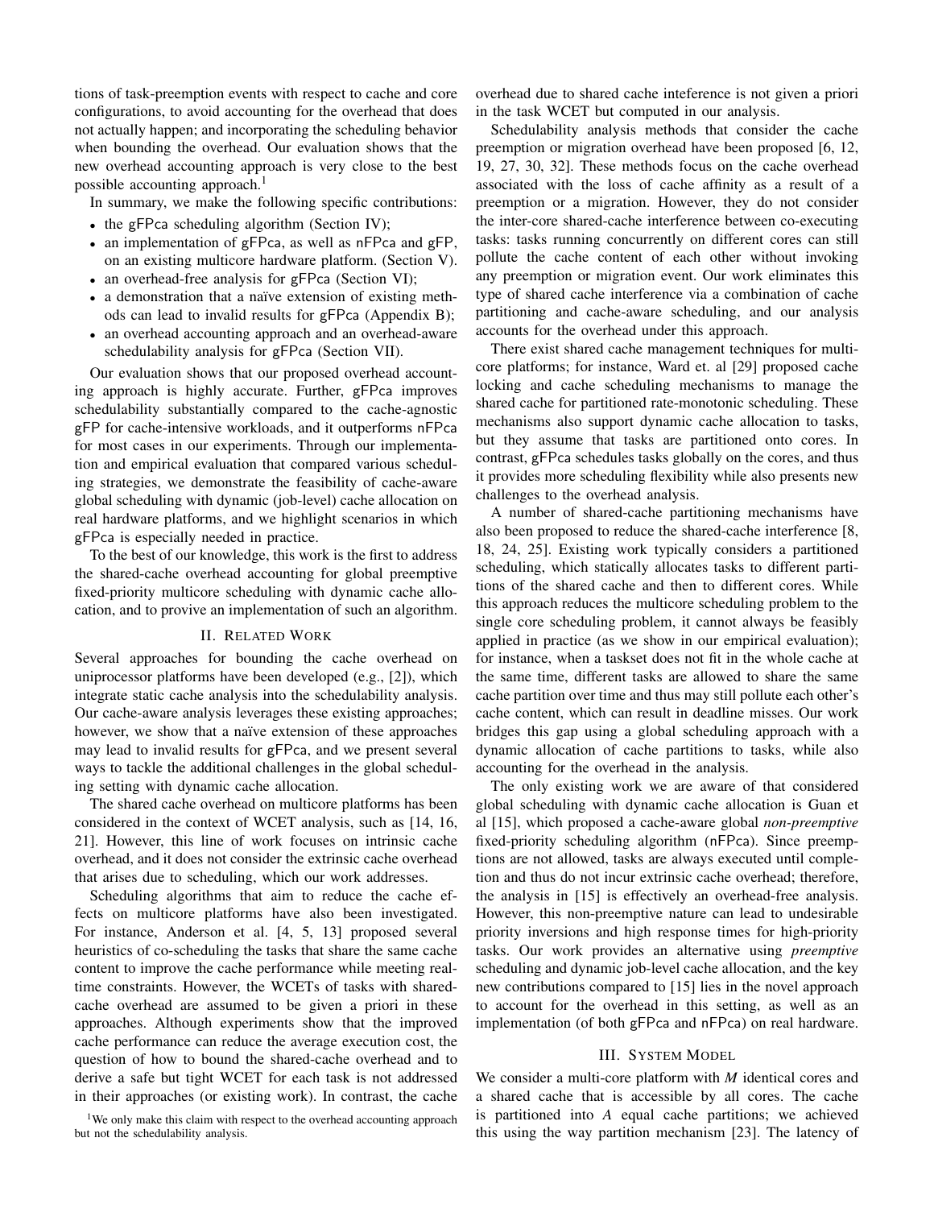tions of task-preemption events with respect to cache and core configurations, to avoid accounting for the overhead that does not actually happen; and incorporating the scheduling behavior when bounding the overhead. Our evaluation shows that the new overhead accounting approach is very close to the best possible accounting approach.[1]

In summary, we make the following specific contributions:

- the gFPca scheduling algorithm (Section IV);
- an implementation of gFPca, as well as nFPca and gFP, on an existing multicore hardware platform. (Section V).
- an overhead-free analysis for gFPca (Section VI);
- a demonstration that a naïve extension of existing methods can lead to invalid results for gFPca (Appendix B);
- an overhead accounting approach and an overhead-aware schedulability analysis for gFPca (Section VII).

Our evaluation shows that our proposed overhead accounting approach is highly accurate. Further, gFPca improves schedulability substantially compared to the cache-agnostic gFP for cache-intensive workloads, and it outperforms nFPca for most cases in our experiments. Through our implementation and empirical evaluation that compared various scheduling strategies, we demonstrate the feasibility of cache-aware global scheduling with dynamic (job-level) cache allocation on real hardware platforms, and we highlight scenarios in which gFPca is especially needed in practice.

To the best of our knowledge, this work is the first to address the shared-cache overhead accounting for global preemptive fixed-priority multicore scheduling with dynamic cache allocation, and to provive an implementation of such an algorithm.

## II. Related Work

Several approaches for bounding the cache overhead on uniprocessor platforms have been developed (e.g., [2]), which integrate static cache analysis into the schedulability analysis. Our cache-aware analysis leverages these existing approaches; however, we show that a naïve extension of these approaches may lead to invalid results for gFPca, and we present several ways to tackle the additional challenges in the global scheduling setting with dynamic cache allocation.

The shared cache overhead on multicore platforms has been considered in the context of WCET analysis, such as [14, 16, 21]. However, this line of work focuses on intrinsic cache overhead, and it does not consider the extrinsic cache overhead that arises due to scheduling, which our work addresses.

Scheduling algorithms that aim to reduce the cache effects on multicore platforms have also been investigated. For instance, Anderson et al. [4, 5, 13] proposed several heuristics of co-scheduling the tasks that share the same cache content to improve the cache performance while meeting real-time constraints. However, the WCETs of tasks with shared-cache overhead are assumed to be given a priori in these approaches. Although experiments show that the improved cache performance can reduce the average execution cost, the question of how to bound the shared-cache overhead and to derive a safe but tight WCET for each task is not addressed in their approaches (or existing work). In contrast, the cache overhead due to shared cache inteference is not given a priori in the task WCET but computed in our analysis.

Schedulability analysis methods that consider the cache preemption or migration overhead have been proposed [6, 12, 19, 27, 30, 32]. These methods focus on the cache overhead associated with the loss of cache affinity as a result of a preemption or a migration. However, they do not consider the inter-core shared-cache interference between co-executing tasks: tasks running concurrently on different cores can still pollute the cache content of each other without invoking any preemption or migration event. Our work eliminates this type of shared cache interference via a combination of cache partitioning and cache-aware scheduling, and our analysis accounts for the overhead under this approach.

There exist shared cache management techniques for multicore platforms; for instance, Ward et. al [29] proposed cache locking and cache scheduling mechanisms to manage the shared cache for partitioned rate-monotonic scheduling. These mechanisms also support dynamic cache allocation to tasks, but they assume that tasks are partitioned onto cores. In contrast, gFPca schedules tasks globally on the cores, and thus it provides more scheduling flexibility while also presents new challenges to the overhead analysis.

A number of shared-cache partitioning mechanisms have also been proposed to reduce the shared-cache interference [8, 18, 24, 25]. Existing work typically considers a partitioned scheduling, which statically allocates tasks to different partitions of the shared cache and then to different cores. While this approach reduces the multicore scheduling problem to the single core scheduling problem, it cannot always be feasibly applied in practice (as we show in our empirical evaluation); for instance, when a taskset does not fit in the whole cache at the same time, different tasks are allowed to share the same cache partition over time and thus may still pollute each other's cache content, which can result in deadline misses. Our work bridges this gap using a global scheduling approach with a dynamic allocation of cache partitions to tasks, while also accounting for the overhead in the analysis.

The only existing work we are aware of that considered global scheduling with dynamic cache allocation is Guan et al [15], which proposed a cache-aware global *non-preemptive* fixed-priority scheduling algorithm (nFPca). Since preemptions are not allowed, tasks are always executed until completion and thus do not incur extrinsic cache overhead; therefore, the analysis in [15] is effectively an overhead-free analysis. However, this non-preemptive nature can lead to undesirable priority inversions and high response times for high-priority tasks. Our work provides an alternative using *preemptive* scheduling and dynamic job-level cache allocation, and the key new contributions compared to [15] lies in the novel approach to account for the overhead in this setting, as well as an implementation (of both gFPca and nFPca) on real hardware.

## III. System Model

We consider a multi-core platform with $M$ identical cores and a shared cache that is accessible by all cores. The cache is partitioned into $A$ equal cache partitions; we achieved this using the way partition mechanism [23]. The latency of

[1] We only make this claim with respect to the overhead accounting approach but not the schedulability analysis.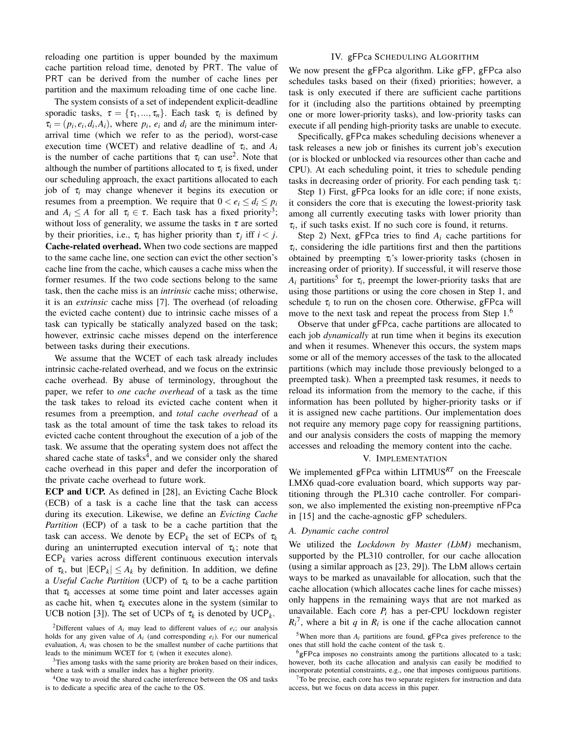reloading one partition is upper bounded by the maximum cache partition reload time, denoted by PRT. The value of PRT can be derived from the number of cache lines per partition and the maximum reloading time of one cache line.

The system consists of a set of independent explicit-deadline sporadic tasks, $\tau = \{\tau_1, ..., \tau_n\}$. Each task $\tau_i$ is defined by $\tau_i = (p_i, e_i, d_i, A_i)$, where $p_i$, $e_i$ and $d_i$ are the minimum inter-arrival time (which we refer to as the period), worst-case execution time (WCET) and relative deadline of $\tau_i$, and $A_i$ is the number of cache partitions that $\tau_i$ can use[2]. Note that although the number of partitions allocated to $\tau_i$ is fixed, under our scheduling approach, the exact partitions allocated to each job of $\tau_i$ may change whenever it begins its execution or resumes from a preemption. We require that $0 < e_i \leq d_i \leq p_i$ and $A_i \leq A$ for all $\tau_i \in \tau$. Each task has a fixed priority[3]; without loss of generality, we assume the tasks in $\tau$ are sorted by their priorities, i.e., $\tau_i$ has higher priority than $\tau_j$ iff $i < j$.

**Cache-related overhead.** When two code sections are mapped to the same cache line, one section can evict the other section's cache line from the cache, which causes a cache miss when the former resumes. If the two code sections belong to the same task, then the cache miss is an *intrinsic* cache miss; otherwise, it is an *extrinsic* cache miss [7]. The overhead (of reloading the evicted cache content) due to intrinsic cache misses of a task can typically be statically analyzed based on the task; however, extrinsic cache misses depend on the interference between tasks during their executions.

We assume that the WCET of each task already includes intrinsic cache-related overhead, and we focus on the extrinsic cache overhead. By abuse of terminology, throughout the paper, we refer to *one cache overhead* of a task as the time the task takes to reload its evicted cache content when it resumes from a preemption, and *total cache overhead* of a task as the total amount of time the task takes to reload its evicted cache content throughout the execution of a job of the task. We assume that the operating system does not affect the shared cache state of tasks[4], and we consider only the shared cache overhead in this paper and defer the incorporation of the private cache overhead to future work.

**ECP and UCP.** As defined in [28], an Evicting Cache Block (ECB) of a task is a cache line that the task can access during its execution. Likewise, we define an *Evicting Cache Partition* (ECP) of a task to be a cache partition that the task can access. We denote by $\mathsf{ECP}_k$ the set of ECPs of $\tau_k$ during an uninterrupted execution interval of $\tau_k$; note that $\mathsf{ECP}_k$ varies across different continuous execution intervals of $\tau_k$, but $|\mathsf{ECP}_k| \leq A_k$ by definition. In addition, we define a *Useful Cache Partition* (UCP) of $\tau_k$ to be a cache partition that $\tau_k$ accesses at some time point and later accesses again as cache hit, when $\tau_k$ executes alone in the system (similar to UCB notion [3]). The set of UCPs of $\tau_k$ is denoted by $\mathsf{UCP}_k$.

[2] Different values of $A_i$ may lead to different values of $e_i$; our analysis holds for any given value of $A_i$ (and corresponding $e_i$). For our numerical evaluation, $A_i$ was chosen to be the smallest number of cache partitions that leads to the minimum WCET for $\tau_i$ (when it executes alone).

[3] Ties among tasks with the same priority are broken based on their indices, where a task with a smaller index has a higher priority.

[4] One way to avoid the shared cache interference between the OS and tasks is to dedicate a specific area of the cache to the OS.

## IV. gFPca Scheduling Algorithm

We now present the gFPca algorithm. Like gFP, gFPca also schedules tasks based on their (fixed) priorities; however, a task is only executed if there are sufficient cache partitions for it (including also the partitions obtained by preempting one or more lower-priority tasks), and low-priority tasks can execute if all pending high-priority tasks are unable to execute.

Specifically, gFPca makes scheduling decisions whenever a task releases a new job or finishes its current job's execution (or is blocked or unblocked via resources other than cache and CPU). At each scheduling point, it tries to schedule pending tasks in decreasing order of priority. For each pending task $\tau_i$:

Step 1) First, gFPca looks for an idle core; if none exists, it considers the core that is executing the lowest-priority task among all currently executing tasks with lower priority than $\tau_i$, if such tasks exist. If no such core is found, it returns.

Step 2) Next, gFPca tries to find $A_i$ cache partitions for $\tau_i$, considering the idle partitions first and then the partitions obtained by preempting $\tau_i$'s lower-priority tasks (chosen in increasing order of priority). If successful, it will reserve those $A_i$ partitions[5] for $\tau_i$, preempt the lower-priority tasks that are using those partitions or using the core chosen in Step 1, and schedule $\tau_i$ to run on the chosen core. Otherwise, gFPca will move to the next task and repeat the process from Step 1.[6]

Observe that under gFPca, cache partitions are allocated to each job *dynamically* at run time when it begins its execution and when it resumes. Whenever this occurs, the system maps some or all of the memory accesses of the task to the allocated partitions (which may include those previously belonged to a preempted task). When a preempted task resumes, it needs to reload its information from the memory to the cache, if this information has been polluted by higher-priority tasks or if it is assigned new cache partitions. Our implementation does not require any memory page copy for reassigning partitions, and our analysis considers the costs of mapping the memory accesses and reloading the memory content into the cache.

## V. Implementation

We implemented gFPca within LITMUS$^{RT}$ on the Freescale I.MX6 quad-core evaluation board, which supports way partitioning through the PL310 cache controller. For comparison, we also implemented the existing non-preemptive nFPca in [15] and the cache-agnostic gFP schedulers.

### A. Dynamic cache control

We utilized the *Lockdown by Master (LbM)* mechanism, supported by the PL310 controller, for our cache allocation (using a similar approach as [23, 29]). The LbM allows certain ways to be marked as unavailable for allocation, such that the cache allocation (which allocates cache lines for cache misses) only happens in the remaining ways that are not marked as unavailable. Each core $P_i$ has a per-CPU lockdown register $R_i$[7], where a bit $q$ in $R_i$ is one if the cache allocation cannot

[5] When more than $A_i$ partitions are found, gFPca gives preference to the ones that still hold the cache content of the task $\tau_i$.

[6] gFPca imposes no constraints among the partitions allocated to a task; however, both its cache allocation and analysis can easily be modified to incorporate potential constraints, e.g., one that imposes contiguous partitions.

[7] To be precise, each core has two separate registers for instruction and data access, but we focus on data access in this paper.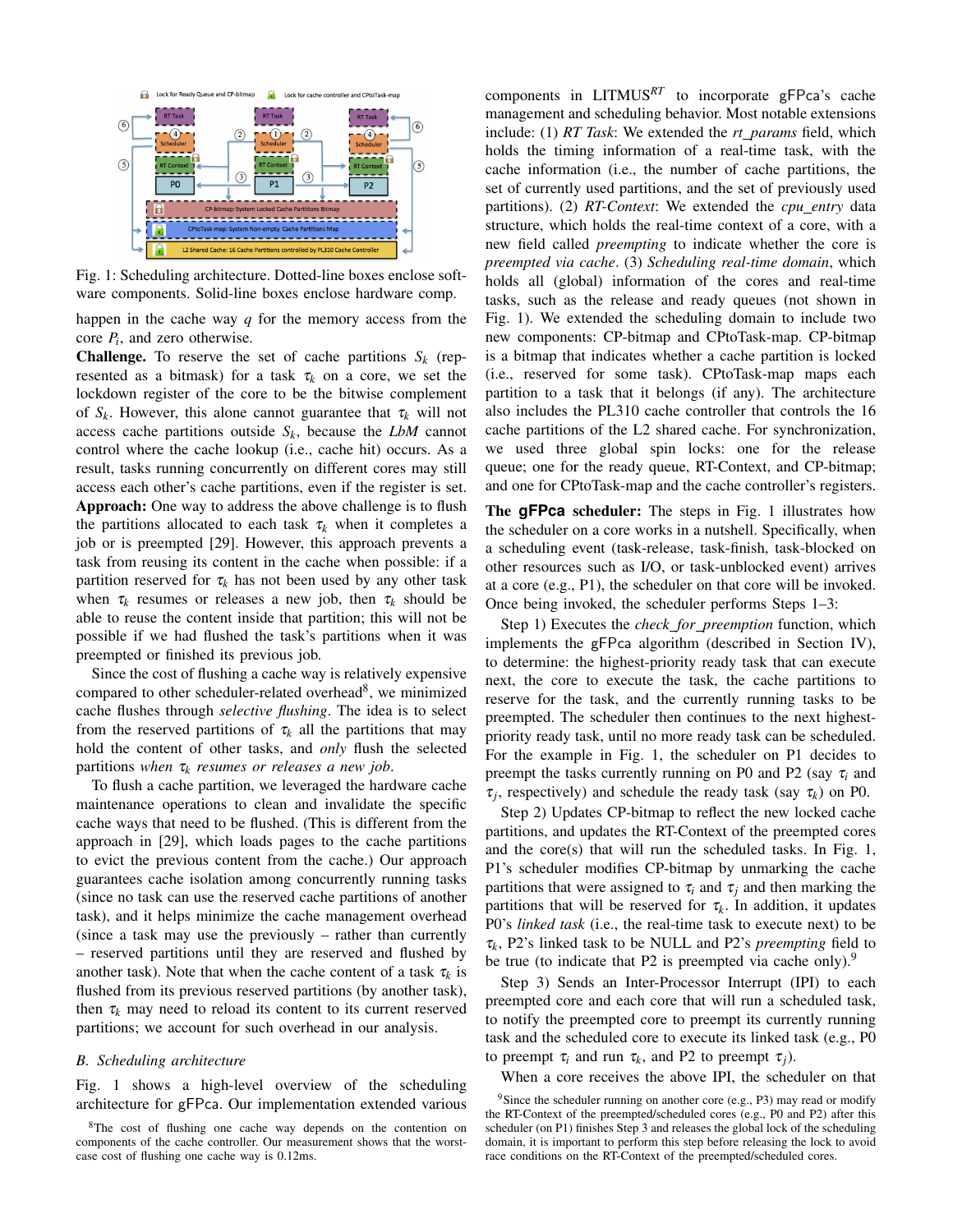Fig. 1: Scheduling architecture. Dotted-line boxes enclose software components. Solid-line boxes enclose hardware comp.

happen in the cache way $q$ for the memory access from the core $P_i$, and zero otherwise.

**Challenge.** To reserve the set of cache partitions $S_k$ (represented as a bitmask) for a task $\tau_k$ on a core, we set the lockdown register of the core to be the bitwise complement of $S_k$. However, this alone cannot guarantee that $\tau_k$ will not access cache partitions outside $S_k$, because the *LbM* cannot control where the cache lookup (i.e., cache hit) occurs. As a result, tasks running concurrently on different cores may still access each other's cache partitions, even if the register is set.

**Approach:** One way to address the above challenge is to flush the partitions allocated to each task $\tau_k$ when it completes a job or is preempted [29]. However, this approach prevents a task from reusing its content in the cache when possible: if a partition reserved for $\tau_k$ has not been used by any other task when $\tau_k$ resumes or releases a new job, then $\tau_k$ should be able to reuse the content inside that partition; this will not be possible if we had flushed the task's partitions when it was preempted or finished its previous job.

Since the cost of flushing a cache way is relatively expensive compared to other scheduler-related overhead[8], we minimized cache flushes through *selective flushing*. The idea is to select from the reserved partitions of $\tau_k$ all the partitions that may hold the content of other tasks, and *only* flush the selected partitions *when $\tau_k$ resumes or releases a new job*.

To flush a cache partition, we leveraged the hardware cache maintenance operations to clean and invalidate the specific cache ways that need to be flushed. (This is different from the approach in [29], which loads pages to the cache partitions to evict the previous content from the cache.) Our approach guarantees cache isolation among concurrently running tasks (since no task can use the reserved cache partitions of another task), and it helps minimize the cache management overhead (since a task may use the previously – rather than currently – reserved partitions until they are reserved and flushed by another task). Note that when the cache content of a task $\tau_k$ is flushed from its previous reserved partitions (by another task), then $\tau_k$ may need to reload its content to its current reserved partitions; we account for such overhead in our analysis.

### B. Scheduling architecture

Fig. 1 shows a high-level overview of the scheduling architecture for gFPca. Our implementation extended various components in LITMUS$^{RT}$ to incorporate gFPca's cache management and scheduling behavior. Most notable extensions include: (1) *RT Task*: We extended the *rt_params* field, which holds the timing information of a real-time task, with the cache information (i.e., the number of cache partitions, the set of currently used partitions, and the set of previously used partitions). (2) *RT-Context*: We extended the *cpu_entry* data structure, which holds the real-time context of a core, with a new field called *preempting* to indicate whether the core is *preempted via cache*. (3) *Scheduling real-time domain*, which holds all (global) information of the cores and real-time tasks, such as the release and ready queues (not shown in Fig. 1). We extended the scheduling domain to include two new components: CP-bitmap and CPtoTask-map. CP-bitmap is a bitmap that indicates whether a cache partition is locked (i.e., reserved for some task). CPtoTask-map maps each partition to a task that it belongs (if any). The architecture also includes the PL310 cache controller that controls the 16 cache partitions of the L2 shared cache. For synchronization, we used three global spin locks: one for the release queue; one for the ready queue, RT-Context, and CP-bitmap; and one for CPtoTask-map and the cache controller's registers.

**The gFPca scheduler:** The steps in Fig. 1 illustrates how the scheduler on a core works in a nutshell. Specifically, when a scheduling event (task-release, task-finish, task-blocked on other resources such as I/O, or task-unblocked event) arrives at a core (e.g., P1), the scheduler on that core will be invoked. Once being invoked, the scheduler performs Steps 1–3:

Step 1) Executes the *check_for_preemption* function, which implements the gFPca algorithm (described in Section IV), to determine: the highest-priority ready task that can execute next, the core to execute the task, the cache partitions to reserve for the task, and the currently running tasks to be preempted. The scheduler then continues to the next highest-priority ready task, until no more ready task can be scheduled. For the example in Fig. 1, the scheduler on P1 decides to preempt the tasks currently running on P0 and P2 (say $\tau_i$ and $\tau_j$, respectively) and schedule the ready task (say $\tau_k$) on P0.

Step 2) Updates CP-bitmap to reflect the new locked cache partitions, and updates the RT-Context of the preempted cores and the core(s) that will run the scheduled tasks. In Fig. 1, P1's scheduler modifies CP-bitmap by unmarking the cache partitions that were assigned to $\tau_i$ and $\tau_j$ and then marking the partitions that will be reserved for $\tau_k$. In addition, it updates P0's *linked task* (i.e., the real-time task to execute next) to be $\tau_k$, P2's linked task to be NULL and P2's *preempting* field to be true (to indicate that P2 is preempted via cache only).[9]

Step 3) Sends an Inter-Processor Interrupt (IPI) to each preempted core and each core that will run a scheduled task, to notify the preempted core to preempt its currently running task and the scheduled core to execute its linked task (e.g., P0 to preempt $\tau_i$ and run $\tau_k$, and P2 to preempt $\tau_j$).

When a core receives the above IPI, the scheduler on that

[8] The cost of flushing one cache way depends on the contention on components of the cache controller. Our measurement shows that the worst-case cost of flushing one cache way is 0.12ms.

[9] Since the scheduler running on another core (e.g., P3) may read or modify the RT-Context of the preempted/scheduled cores (e.g., P0 and P2) after this scheduler (on P1) finishes Step 3 and releases the global lock of the scheduling domain, it is important to perform this step before releasing the lock to avoid race conditions on the RT-Context of the preempted/scheduled cores.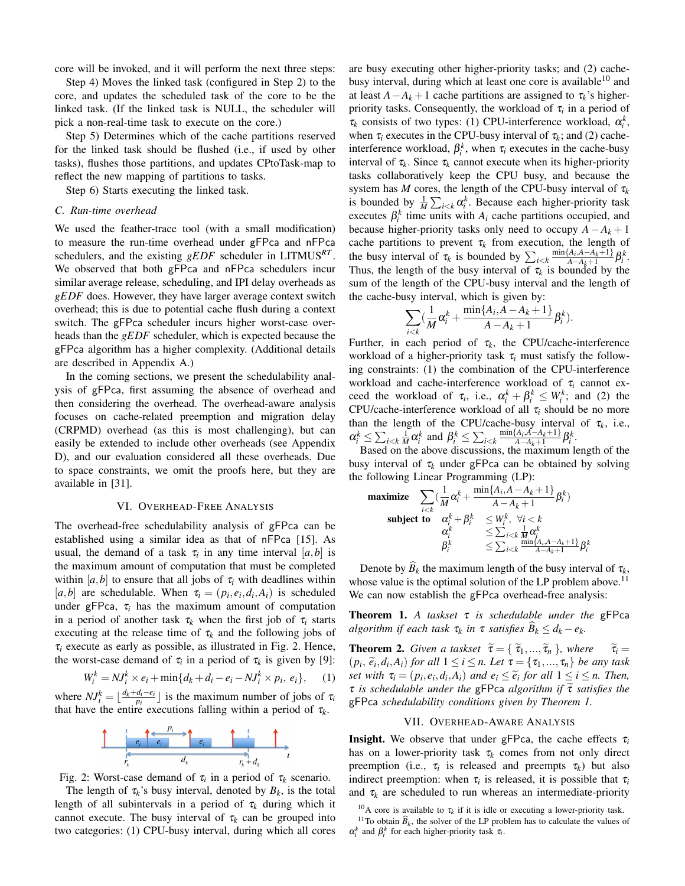core will be invoked, and it will perform the next three steps:

Step 4) Moves the linked task (configured in Step 2) to the core, and updates the scheduled task of the core to be the linked task. (If the linked task is NULL, the scheduler will pick a non-real-time task to execute on the core.)

Step 5) Determines which of the cache partitions reserved for the linked task should be flushed (i.e., if used by other tasks), flushes those partitions, and updates CPtoTask-map to reflect the new mapping of partitions to tasks.

Step 6) Starts executing the linked task.

### C. Run-time overhead

We used the feather-trace tool (with a small modification) to measure the run-time overhead under gFPca and nFPca schedulers, and the existing *gEDF* scheduler in LITMUS$^{RT}$. We observed that both gFPca and nFPca schedulers incur similar average release, scheduling, and IPI delay overheads as *gEDF* does. However, they have larger average context switch overhead; this is due to potential cache flush during a context switch. The gFPca scheduler incurs higher worst-case overheads than the *gEDF* scheduler, which is expected because the gFPca algorithm has a higher complexity. (Additional details are described in Appendix A.)

In the coming sections, we present the schedulability analysis of gFPca, first assuming the absence of overhead and then considering the overhead. The overhead-aware analysis focuses on cache-related preemption and migration delay (CRPMD) overhead (as this is most challenging), but can easily be extended to include other overheads (see Appendix D), and our evaluation considered all these overheads. Due to space constraints, we omit the proofs here, but they are available in [31].

## VI. Overhead-Free Analysis

The overhead-free schedulability analysis of gFPca can be established using a similar idea as that of nFPca [15]. As usual, the demand of a task $\tau_i$ in any time interval $[a,b]$ is the maximum amount of computation that must be completed within $[a,b]$ to ensure that all jobs of $\tau_i$ with deadlines within $[a,b]$ are schedulable. When $\tau_i = (p_i, e_i, d_i, A_i)$ is scheduled under gFPca, $\tau_i$ has the maximum amount of computation in a period of another task $\tau_k$ when the first job of $\tau_i$ starts executing at the release time of $\tau_k$ and the following jobs of $\tau_i$ execute as early as possible, as illustrated in Fig. 2. Hence, the worst-case demand of $\tau_i$ in a period of $\tau_k$ is given by [9]:

$$W_i^k = NJ_i^k \times e_i + \min\{d_k + d_i - e_i - NJ_i^k \times p_i,\ e_i\}, \quad (1)$$

where $NJ_i^k = \lfloor \frac{d_k + d_i - e_i}{p_i} \rfloor$ is the maximum number of jobs of $\tau_i$ that have the entire executions falling within a period of $\tau_k$.

Fig. 2: Worst-case demand of $\tau_i$ in a period of $\tau_k$ scenario.

The length of $\tau_k$'s busy interval, denoted by $B_k$, is the total length of all subintervals in a period of $\tau_k$ during which it cannot execute. The busy interval of $\tau_k$ can be grouped into two categories: (1) CPU-busy interval, during which all cores are busy executing other higher-priority tasks; and (2) cache-busy interval, during which at least one core is available[10] and at least $A - A_k + 1$ cache partitions are assigned to $\tau_k$'s higher-priority tasks. Consequently, the workload of $\tau_i$ in a period of $\tau_k$ consists of two types: (1) CPU-interference workload, $\alpha_i^k$, when $\tau_i$ executes in the CPU-busy interval of $\tau_k$; and (2) cache-interference workload, $\beta_i^k$, when $\tau_i$ executes in the cache-busy interval of $\tau_k$. Since $\tau_k$ cannot execute when its higher-priority tasks collaboratively keep the CPU busy, and because the system has $M$ cores, the length of the CPU-busy interval of $\tau_k$ is bounded by $\frac{1}{M}\sum_{i<k}\alpha_i^k$. Because each higher-priority task executes $\beta_i^k$ time units with $A_i$ cache partitions occupied, and because higher-priority tasks only need to occupy $A - A_k + 1$ cache partitions to prevent $\tau_k$ from execution, the length of the busy interval of $\tau_k$ is bounded by $\sum_{i<k}\frac{\min\{A_i, A-A_k+1\}}{A-A_k+1}\beta_i^k$. Thus, the length of the busy interval of $\tau_k$ is bounded by the sum of the length of the CPU-busy interval and the length of the cache-busy interval, which is given by:

$$\sum_{i<k}\left(\frac{1}{M}\alpha_i^k + \frac{\min\{A_i, A-A_k+1\}}{A-A_k+1}\beta_i^k\right).$$

Further, in each period of $\tau_k$, the CPU/cache-interference workload of a higher-priority task $\tau_i$ must satisfy the following constraints: (1) the combination of the CPU-interference workload and cache-interference workload of $\tau_i$ cannot exceed the workload of $\tau_i$, i.e., $\alpha_i^k + \beta_i^k \le W_i^k$; and (2) the CPU/cache-interference workload of all $\tau_i$ should be no more than the length of the CPU/cache-busy interval of $\tau_k$, i.e., $\alpha_i^k \le \sum_{i<k}\frac{1}{M}\alpha_i^k$ and $\beta_i^k \le \sum_{i<k}\frac{\min\{A_i, A-A_k+1\}}{A-A_k+1}\beta_i^k$.

Based on the above discussions, the maximum length of the busy interval of $\tau_k$ under gFPca can be obtained by solving the following Linear Programming (LP):

$$\begin{aligned}
\textbf{maximize} \quad & \sum_{i<k}\left(\frac{1}{M}\alpha_i^k + \frac{\min\{A_i, A-A_k+1\}}{A-A_k+1}\beta_i^k\right) \\
\textbf{subject to} \quad & \alpha_i^k + \beta_i^k \le W_i^k, \ \forall i<k \\
& \alpha_i^k \le \sum_{i<k}\frac{1}{M}\alpha_i^k \\
& \beta_i^k \le \sum_{i<k}\frac{\min\{A_i, A-A_k+1\}}{A-A_k+1}\beta_i^k
\end{aligned}$$

Denote by $\widehat{B}_k$ the maximum length of the busy interval of $\tau_k$, whose value is the optimal solution of the LP problem above.[11] We can now establish the gFPca overhead-free analysis:

**Theorem 1.** *A taskset $\tau$ is schedulable under the* gFPca *algorithm if each task $\tau_k$ in $\tau$ satisfies $\widehat{B}_k \le d_k - e_k$.*

**Theorem 2.** *Given a taskset $\widetilde{\tau} = \{\widetilde{\tau}_1, ..., \widetilde{\tau}_n\}$, where $\widetilde{\tau}_i = (p_i, \widetilde{e}_i, d_i, A_i)$ for all $1 \le i \le n$. Let $\tau = \{\tau_1, ..., \tau_n\}$ be any task set with $\tau_i = (p_i, e_i, d_i, A_i)$ and $e_i \le \widetilde{e}_i$ for all $1 \le i \le n$. Then, $\tau$ is schedulable under the* gFPca *algorithm if $\widetilde{\tau}$ satisfies the* gFPca *schedulability conditions given by Theorem 1.*

## VII. Overhead-Aware Analysis

**Insight.** We observe that under gFPca, the cache effects $\tau_i$ has on a lower-priority task $\tau_k$ comes from not only direct preemption (i.e., $\tau_i$ is released and preempts $\tau_k$) but also indirect preemption: when $\tau_i$ is released, it is possible that $\tau_i$ and $\tau_k$ are scheduled to run whereas an intermediate-priority

[10] A core is available to $\tau_k$ if it is idle or executing a lower-priority task.

[11] To obtain $\widehat{B}_k$, the solver of the LP problem has to calculate the values of $\alpha_i^k$ and $\beta_i^k$ for each higher-priority task $\tau_i$.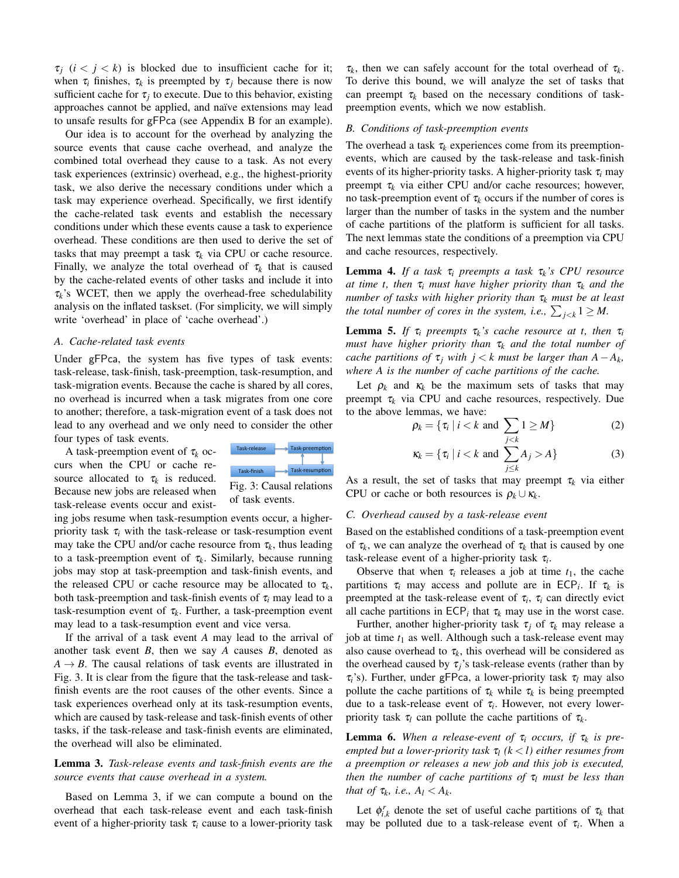$\tau_j$ $(i < j < k)$ is blocked due to insufficient cache for it; when $\tau_i$ finishes, $\tau_k$ is preempted by $\tau_j$ because there is now sufficient cache for $\tau_j$ to execute. Due to this behavior, existing approaches cannot be applied, and naïve extensions may lead to unsafe results for gFPca (see Appendix B for an example).

Our idea is to account for the overhead by analyzing the source events that cause cache overhead, and analyze the combined total overhead they cause to a task. As not every task experiences (extrinsic) overhead, e.g., the highest-priority task, we also derive the necessary conditions under which a task may experience overhead. Specifically, we first identify the cache-related task events and establish the necessary conditions under which these events cause a task to experience overhead. These conditions are then used to derive the set of tasks that may preempt a task $\tau_k$ via CPU or cache resource. Finally, we analyze the total overhead of $\tau_k$ that is caused by the cache-related events of other tasks and include it into $\tau_k$'s WCET, then we apply the overhead-free schedulability analysis on the inflated taskset. (For simplicity, we will simply write 'overhead' in place of 'cache overhead'.)

### A. Cache-related task events

Under gFPca, the system has five types of task events: task-release, task-finish, task-preemption, task-resumption, and task-migration events. Because the cache is shared by all cores, no overhead is incurred when a task migrates from one core to another; therefore, a task-migration event of a task does not lead to any overhead and we only need to consider the other four types of task events.

A task-preemption event of $\tau_k$ occurs when the CPU or cache resource allocated to $\tau_k$ is reduced. Because new jobs are released when task-release events occur and existing jobs resume when task-resumption events occur, a higher-priority task $\tau_i$ with the task-release or task-resumption event may take the CPU and/or cache resource from $\tau_k$, thus leading to a task-preemption event of $\tau_k$. Similarly, because running jobs may stop at task-preemption and task-finish events, and the released CPU or cache resource may be allocated to $\tau_k$, both task-preemption and task-finish events of $\tau_i$ may lead to a task-resumption event of $\tau_k$. Further, a task-preemption event may lead to a task-resumption event and vice versa.

Fig. 3: Causal relations of task events.

If the arrival of a task event $A$ may lead to the arrival of another task event $B$, then we say $A$ causes $B$, denoted as $A \rightarrow B$. The causal relations of task events are illustrated in Fig. 3. It is clear from the figure that the task-release and task-finish events are the root causes of the other events. Since a task experiences overhead only at its task-resumption events, which are caused by task-release and task-finish events of other tasks, if the task-release and task-finish events are eliminated, the overhead will also be eliminated.

**Lemma 3.** *Task-release events and task-finish events are the source events that cause overhead in a system.*

Based on Lemma 3, if we can compute a bound on the overhead that each task-release event and each task-finish event of a higher-priority task $\tau_i$ cause to a lower-priority task $\tau_k$, then we can safely account for the total overhead of $\tau_k$. To derive this bound, we will analyze the set of tasks that can preempt $\tau_k$ based on the necessary conditions of task-preemption events, which we now establish.

### B. Conditions of task-preemption events

The overhead a task $\tau_k$ experiences come from its preemption-events, which are caused by the task-release and task-finish events of its higher-priority tasks. A higher-priority task $\tau_i$ may preempt $\tau_k$ via either CPU and/or cache resources; however, no task-preemption event of $\tau_k$ occurs if the number of cores is larger than the number of tasks in the system and the number of cache partitions of the platform is sufficient for all tasks. The next lemmas state the conditions of a preemption via CPU and cache resources, respectively.

**Lemma 4.** *If a task $\tau_i$ preempts a task $\tau_k$'s CPU resource at time $t$, then $\tau_i$ must have higher priority than $\tau_k$ and the number of tasks with higher priority than $\tau_k$ must be at least the total number of cores in the system, i.e., $\sum_{j<k} 1 \geq M$.*

**Lemma 5.** *If $\tau_i$ preempts $\tau_k$'s cache resource at $t$, then $\tau_i$ must have higher priority than $\tau_k$ and the total number of cache partitions of $\tau_j$ with $j < k$ must be larger than $A - A_k$, where $A$ is the number of cache partitions of the cache.*

Let $\rho_k$ and $\kappa_k$ be the maximum sets of tasks that may preempt $\tau_k$ via CPU and cache resources, respectively. Due to the above lemmas, we have:

$$\rho_k = \{\tau_i \mid i < k \text{ and } \sum_{j<k} 1 \geq M\} \tag{2}$$

$$\kappa_k = \{\tau_i \mid i < k \text{ and } \sum_{j \leq k} A_j > A\} \tag{3}$$

As a result, the set of tasks that may preempt $\tau_k$ via either CPU or cache or both resources is $\rho_k \cup \kappa_k$.

### C. Overhead caused by a task-release event

Based on the established conditions of a task-preemption event of $\tau_k$, we can analyze the overhead of $\tau_k$ that is caused by one task-release event of a higher-priority task $\tau_i$.

Observe that when $\tau_i$ releases a job at time $t_1$, the cache partitions $\tau_i$ may access and pollute are in $\mathsf{ECP}_i$. If $\tau_k$ is preempted at the task-release event of $\tau_i$, $\tau_i$ can directly evict all cache partitions in $\mathsf{ECP}_i$ that $\tau_k$ may use in the worst case.

Further, another higher-priority task $\tau_j$ of $\tau_k$ may release a job at time $t_1$ as well. Although such a task-release event may also cause overhead to $\tau_k$, this overhead will be considered as the overhead caused by $\tau_j$'s task-release events (rather than by $\tau_i$'s). Further, under gFPca, a lower-priority task $\tau_l$ may also pollute the cache partitions of $\tau_k$ while $\tau_k$ is being preempted due to a task-release event of $\tau_i$. However, not every lower-priority task $\tau_l$ can pollute the cache partitions of $\tau_k$.

**Lemma 6.** *When a release-event of $\tau_i$ occurs, if $\tau_k$ is preempted but a lower-priority task $\tau_l$ $(k < l)$ either resumes from a preemption or releases a new job and this job is executed, then the number of cache partitions of $\tau_l$ must be less than that of $\tau_k$, i.e., $A_l < A_k$.*

Let $\phi^r_{i,k}$ denote the set of useful cache partitions of $\tau_k$ that may be polluted due to a task-release event of $\tau_i$. When a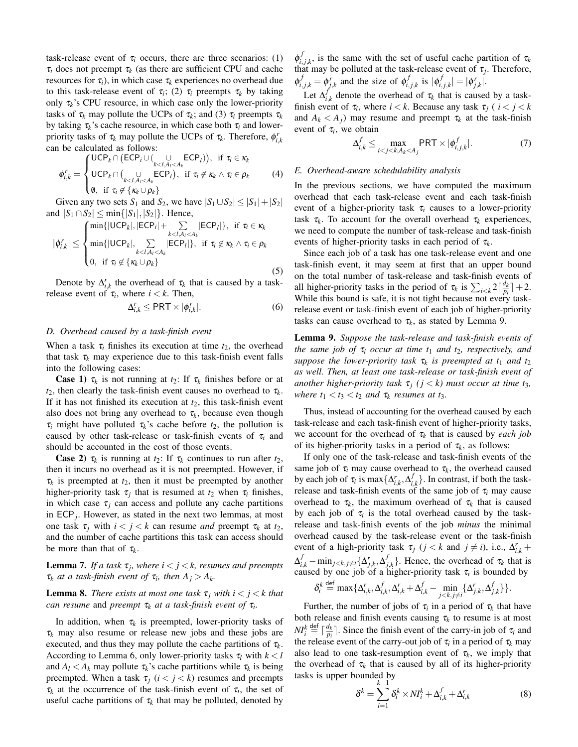task-release event of $\tau_i$ occurs, there are three scenarios: (1) $\tau_i$ does not preempt $\tau_k$ (as there are sufficient CPU and cache resources for $\tau_i$), in which case $\tau_k$ experiences no overhead due to this task-release event of $\tau_i$; (2) $\tau_i$ preempts $\tau_k$ by taking only $\tau_k$'s CPU resource, in which case only the lower-priority tasks of $\tau_k$ may pollute the UCPs of $\tau_k$; and (3) $\tau_i$ preempts $\tau_k$ by taking $\tau_k$'s cache resource, in which case both $\tau_i$ and lower-priority tasks of $\tau_k$ may pollute the UCPs of $\tau_k$. Therefore, $\phi^r_{i,k}$ can be calculated as follows:

$$\phi^r_{i,k} = \begin{cases} \mathsf{UCP}_k \cap \big(\mathsf{ECP}_i \cup \big(\bigcup_{k<l, A_l<A_k} \mathsf{ECP}_l\big)\big), & \text{if } \tau_i \in \kappa_k \\ \mathsf{UCP}_k \cap \big(\bigcup_{k<l, A_l<A_k} \mathsf{ECP}_l\big), & \text{if } \tau_i \notin \kappa_k \wedge \tau_i \in \rho_k \\ \emptyset, & \text{if } \tau_i \notin \{\kappa_k \cup \rho_k\} \end{cases} \tag{4}$$

Given any two sets $S_1$ and $S_2$, we have $|S_1 \cup S_2| \leq |S_1| + |S_2|$ and $|S_1 \cap S_2| \leq \min\{|S_1|, |S_2|\}$. Hence,

$$|\phi^r_{i,k}| \leq \begin{cases} \min\{|\mathsf{UCP}_k|, |\mathsf{ECP}_i| + \sum_{k<l, A_l<A_k} |\mathsf{ECP}_l|\}, & \text{if } \tau_i \in \kappa_k \\ \min\{|\mathsf{UCP}_k|, \sum_{k<l, A_l<A_k} |\mathsf{ECP}_l|\}, & \text{if } \tau_i \notin \kappa_k \wedge \tau_i \in \rho_k \\ 0, & \text{if } \tau_i \notin \{\kappa_k \cup \rho_k\} \end{cases} \tag{5}$$

Denote by $\Delta^r_{i,k}$ the overhead of $\tau_k$ that is caused by a task-release event of $\tau_i$, where $i < k$. Then,

$$\Delta^r_{i,k} \leq \mathsf{PRT} \times |\phi^r_{i,k}|. \tag{6}$$

### D. Overhead caused by a task-finish event

When a task $\tau_i$ finishes its execution at time $t_2$, the overhead that task $\tau_k$ may experience due to this task-finish event falls into the following cases:

**Case 1)** $\tau_k$ is not running at $t_2$: If $\tau_k$ finishes before or at $t_2$, then clearly the task-finish event causes no overhead to $\tau_k$. If it has not finished its execution at $t_2$, this task-finish event also does not bring any overhead to $\tau_k$, because even though $\tau_i$ might have polluted $\tau_k$'s cache before $t_2$, the pollution is caused by other task-release or task-finish events of $\tau_i$ and should be accounted in the cost of those events.

**Case 2)** $\tau_k$ is running at $t_2$: If $\tau_k$ continues to run after $t_2$, then it incurs no overhead as it is not preempted. However, if $\tau_k$ is preempted at $t_2$, then it must be preempted by another higher-priority task $\tau_j$ that is resumed at $t_2$ when $\tau_i$ finishes, in which case $\tau_j$ can access and pollute any cache partitions in $\mathsf{ECP}_j$. However, as stated in the next two lemmas, at most one task $\tau_j$ with $i < j < k$ can resume *and* preempt $\tau_k$ at $t_2$, and the number of cache partitions this task can access should be more than that of $\tau_k$.

**Lemma 7.** *If a task $\tau_j$, where $i < j < k$, resumes and preempts $\tau_k$ at a task-finish event of $\tau_i$, then $A_j > A_k$.*

**Lemma 8.** *There exists at most one task $\tau_j$ with $i < j < k$ that can resume* and *preempt $\tau_k$ at a task-finish event of $\tau_i$.*

In addition, when $\tau_k$ is preempted, lower-priority tasks of $\tau_k$ may also resume or release new jobs and these jobs are executed, and thus they may pollute the cache partitions of $\tau_k$. According to Lemma 6, only lower-priority tasks $\tau_l$ with $k < l$ and $A_l < A_k$ may pollute $\tau_k$'s cache partitions while $\tau_k$ is being preempted. When a task $\tau_j$ ($i < j < k$) resumes and preempts $\tau_k$ at the occurrence of the task-finish event of $\tau_i$, the set of useful cache partitions of $\tau_k$ that may be polluted, denoted by $\phi^f_{i,j,k}$, is the same with the set of useful cache partition of $\tau_k$ that may be polluted at the task-release event of $\tau_j$. Therefore, $\phi^f_{i,j,k} = \phi^r_{j,k}$ and the size of $\phi^f_{i,j,k}$ is $|\phi^f_{i,j,k}| = |\phi^r_{j,k}|$.

Let $\Delta^f_{i,k}$ denote the overhead of $\tau_k$ that is caused by a task-finish event of $\tau_i$, where $i < k$. Because any task $\tau_j$ ( $i < j < k$ and $A_k < A_j$) may resume and preempt $\tau_k$ at the task-finish event of $\tau_i$, we obtain

$$\Delta^f_{i,k} \leq \max_{i<j<k, A_k<A_j} \mathsf{PRT} \times |\phi^f_{i,j,k}|. \tag{7}$$

### E. Overhead-aware schedulability analysis

In the previous sections, we have computed the maximum overhead that each task-release event and each task-finish event of a higher-priority task $\tau_i$ causes to a lower-priority task $\tau_k$. To account for the overall overhead $\tau_k$ experiences, we need to compute the number of task-release and task-finish events of higher-priority tasks in each period of $\tau_k$.

Since each job of a task has one task-release event and one task-finish event, it may seem at first that an upper bound on the total number of task-release and task-finish events of all higher-priority tasks in the period of $\tau_k$ is $\sum_{i<k} 2\lceil \frac{d_k}{p_i} \rceil + 2$. While this bound is safe, it is not tight because not every task-release event or task-finish event of each job of higher-priority tasks can cause overhead to $\tau_k$, as stated by Lemma 9.

**Lemma 9.** *Suppose the task-release and task-finish events of the same job of $\tau_i$ occur at time $t_1$ and $t_2$, respectively, and suppose the lower-priority task $\tau_k$ is preempted at $t_1$ and $t_2$ as well. Then, at least one task-release or task-finish event of another higher-priority task $\tau_j$ ($j < k$) must occur at time $t_3$, where $t_1 < t_3 < t_2$ and $\tau_k$ resumes at $t_3$.*

Thus, instead of accounting for the overhead caused by each task-release and each task-finish event of higher-priority tasks, we account for the overhead of $\tau_k$ that is caused by *each job* of its higher-priority tasks in a period of $\tau_k$, as follows:

If only one of the task-release and task-finish events of the same job of $\tau_i$ may cause overhead to $\tau_k$, the overhead caused by each job of $\tau_i$ is $\max\{\Delta^r_{i,k}, \Delta^f_{i,k}\}$. In contrast, if both the task-release and task-finish events of the same job of $\tau_i$ may cause overhead to $\tau_k$, the maximum overhead of $\tau_k$ that is caused by each job of $\tau_i$ is the total overhead caused by the task-release and task-finish events of the job *minus* the minimal overhead caused by the task-release event or the task-finish event of a high-priority task $\tau_j$ ($j < k$ and $j \neq i$), i.e., $\Delta^r_{i,k} + \Delta^f_{i,k} - \min_{j<k, j\neq i}\{\Delta^r_{j,k}, \Delta^f_{j,k}\}$. Hence, the overhead of $\tau_k$ that is caused by one job of a higher-priority task $\tau_i$ is bounded by

$$\delta^k_i \stackrel{\mathsf{def}}{=} \max\{\Delta^r_{i,k}, \Delta^f_{i,k}, \Delta^r_{i,k} + \Delta^f_{i,k} - \min_{j<k, j\neq i}\{\Delta^r_{j,k}, \Delta^f_{j,k}\}\}.$$

Further, the number of jobs of $\tau_i$ in a period of $\tau_k$ that have both release and finish events causing $\tau_k$ to resume is at most $NI^k_i \stackrel{\mathsf{def}}{=} \lceil \frac{d_k}{p_i} \rceil$. Since the finish event of the carry-in job of $\tau_i$ and the release event of the carry-out job of $\tau_i$ in a period of $\tau_k$ may also lead to one task-resumption event of $\tau_k$, we imply that the overhead of $\tau_k$ that is caused by all of its higher-priority tasks is upper bounded by

$$\delta^k = \sum_{i=1}^{k-1} \delta^k_i \times NI^k_i + \Delta^f_{i,k} + \Delta^r_{i,k} \tag{8}$$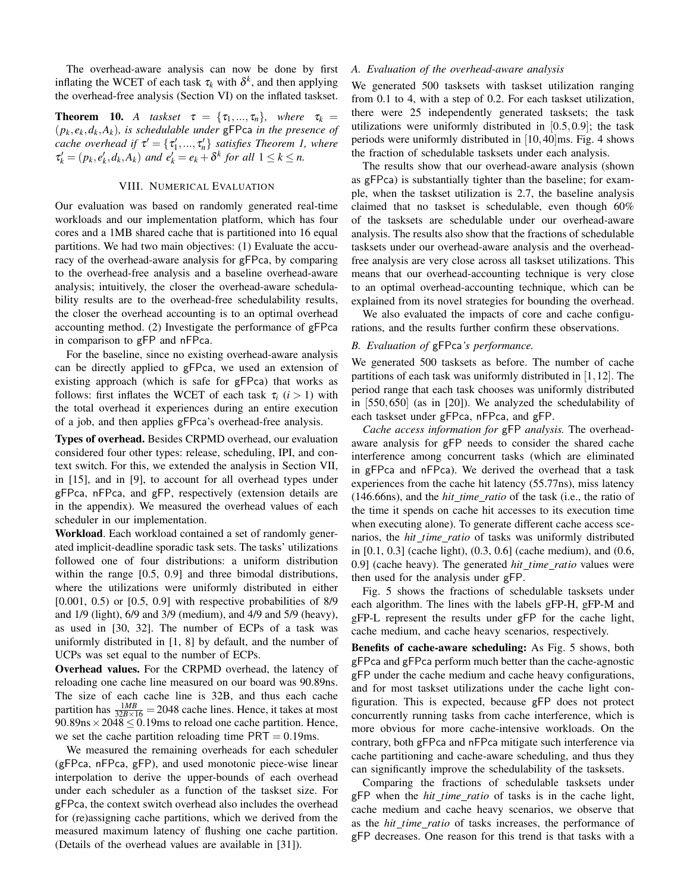The overhead-aware analysis can now be done by first inflating the WCET of each task $\tau_k$ with $\delta^k$, and then applying the overhead-free analysis (Section VI) on the inflated taskset.

**Theorem 10.** *A taskset* $\tau = \{\tau_1, ..., \tau_n\}$*, where* $\tau_k = (p_k, e_k, d_k, A_k)$*, is schedulable under* gFPca *in the presence of cache overhead if* $\tau' = \{\tau'_1, ..., \tau'_n\}$ *satisfies Theorem 1, where* $\tau'_k = (p_k, e'_k, d_k, A_k)$ *and* $e'_k = e_k + \delta^k$ *for all* $1 \leq k \leq n$.

## VIII. Numerical Evaluation

Our evaluation was based on randomly generated real-time workloads and our implementation platform, which has four cores and a 1MB shared cache that is partitioned into 16 equal partitions. We had two main objectives: (1) Evaluate the accuracy of the overhead-aware analysis for gFPca, by comparing to the overhead-free analysis and a baseline overhead-aware analysis; intuitively, the closer the overhead-aware schedulability results are to the overhead-free schedulability results, the closer the overhead accounting is to an optimal overhead accounting method. (2) Investigate the performance of gFPca in comparison to gFP and nFPca.

For the baseline, since no existing overhead-aware analysis can be directly applied to gFPca, we used an extension of existing approach (which is safe for gFPca) that works as follows: first inflates the WCET of each task $\tau_i$ ($i > 1$) with the total overhead it experiences during an entire execution of a job, and then applies gFPca's overhead-free analysis.

**Types of overhead.** Besides CRPMD overhead, our evaluation considered four other types: release, scheduling, IPI, and context switch. For this, we extended the analysis in Section VII, in [15], and in [9], to account for all overhead types under gFPca, nFPca, and gFP, respectively (extension details are in the appendix). We measured the overhead values of each scheduler in our implementation.

**Workload**. Each workload contained a set of randomly generated implicit-deadline sporadic task sets. The tasks' utilizations followed one of four distributions: a uniform distribution within the range [0.5, 0.9] and three bimodal distributions, where the utilizations were uniformly distributed in either [0.001, 0.5) or [0.5, 0.9] with respective probabilities of 8/9 and 1/9 (light), 6/9 and 3/9 (medium), and 4/9 and 5/9 (heavy), as used in [30, 32]. The number of ECPs of a task was uniformly distributed in [1, 8] by default, and the number of UCPs was set equal to the number of ECPs.

**Overhead values.** For the CRPMD overhead, the latency of reloading one cache line measured on our board was 90.89ns. The size of each cache line is 32B, and thus each cache partition has $\frac{1MB}{32B \times 16} = 2048$ cache lines. Hence, it takes at most $90.89\text{ns} \times 2048 \leq 0.19\text{ms}$ to reload one cache partition. Hence, we set the cache partition reloading time $\mathsf{PRT} = 0.19$ms.

We measured the remaining overheads for each scheduler (gFPca, nFPca, gFP), and used monotonic piece-wise linear interpolation to derive the upper-bounds of each overhead under each scheduler as a function of the taskset size. For gFPca, the context switch overhead also includes the overhead for (re)assigning cache partitions, which we derived from the measured maximum latency of flushing one cache partition. (Details of the overhead values are available in [31]).

### A. Evaluation of the overhead-aware analysis

We generated 500 tasksets with taskset utilization ranging from 0.1 to 4, with a step of 0.2. For each taskset utilization, there were 25 independently generated tasksets; the task utilizations were uniformly distributed in $[0.5, 0.9]$; the task periods were uniformly distributed in $[10, 40]$ms. Fig. 4 shows the fraction of schedulable tasksets under each analysis.

The results show that our overhead-aware analysis (shown as gFPca) is substantially tighter than the baseline; for example, when the taskset utilization is 2.7, the baseline analysis claimed that no taskset is schedulable, even though 60% of the tasksets are schedulable under our overhead-aware analysis. The results also show that the fractions of schedulable tasksets under our overhead-aware analysis and the overhead-free analysis are very close across all taskset utilizations. This means that our overhead-accounting technique is very close to an optimal overhead-accounting technique, which can be explained from its novel strategies for bounding the overhead.

We also evaluated the impacts of core and cache configurations, and the results further confirm these observations.

### B. Evaluation of gFPca's performance.

We generated 500 tasksets as before. The number of cache partitions of each task was uniformly distributed in $[1, 12]$. The period range that each task chooses was uniformly distributed in $[550, 650]$ (as in [20]). We analyzed the schedulability of each taskset under gFPca, nFPca, and gFP.

*Cache access information for* gFP *analysis.* The overhead-aware analysis for gFP needs to consider the shared cache interference among concurrent tasks (which are eliminated in gFPca and nFPca). We derived the overhead that a task experiences from the cache hit latency (55.77ns), miss latency (146.66ns), and the *hit_time_ratio* of the task (i.e., the ratio of the time it spends on cache hit accesses to its execution time when executing alone). To generate different cache access scenarios, the *hit_time_ratio* of tasks was uniformly distributed in [0.1, 0.3] (cache light), (0.3, 0.6] (cache medium), and (0.6, 0.9] (cache heavy). The generated *hit_time_ratio* values were then used for the analysis under gFP.

Fig. 5 shows the fractions of schedulable tasksets under each algorithm. The lines with the labels gFP-H, gFP-M and gFP-L represent the results under gFP for the cache light, cache medium, and cache heavy scenarios, respectively.

**Benefits of cache-aware scheduling:** As Fig. 5 shows, both gFPca and gFPca perform much better than the cache-agnostic gFP under the cache medium and cache heavy configurations, and for most taskset utilizations under the cache light configuration. This is expected, because gFP does not protect concurrently running tasks from cache interference, which is more obvious for more cache-intensive workloads. On the contrary, both gFPca and nFPca mitigate such interference via cache partitioning and cache-aware scheduling, and thus they can significantly improve the schedulability of the tasksets.

Comparing the fractions of schedulable tasksets under gFP when the *hit_time_ratio* of tasks is in the cache light, cache medium and cache heavy scenarios, we observe that as the *hit_time_ratio* of tasks increases, the performance of gFP decreases. One reason for this trend is that tasks with a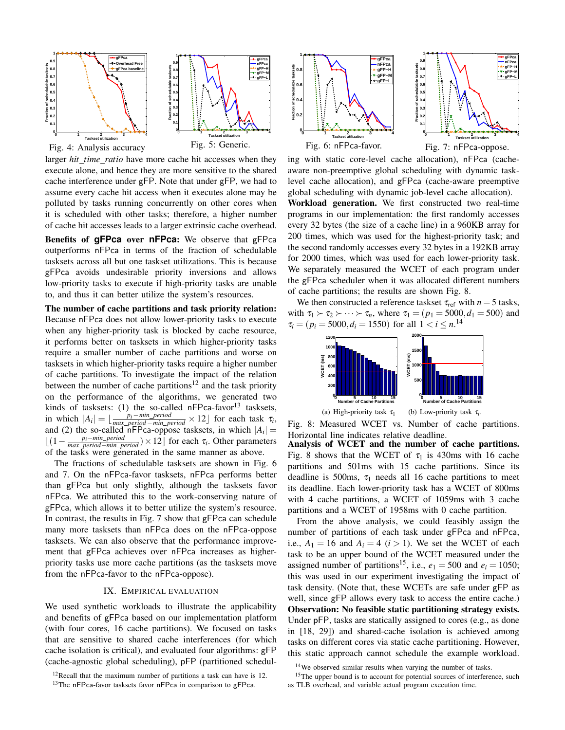Fig. 4: Analysis accuracy

Fig. 5: Generic.

Fig. 6: nFPca-favor.

Fig. 7: nFPca-oppose.

larger *hit_time_ratio* have more cache hit accesses when they execute alone, and hence they are more sensitive to the shared cache interference under gFP. Note that under gFP, we had to assume every cache hit access when it executes alone may be polluted by tasks running concurrently on other cores when it is scheduled with other tasks; therefore, a higher number of cache hit accesses leads to a larger extrinsic cache overhead.

**Benefits of gFPca over nFPca:** We observe that gFPca outperforms nFPca in terms of the fraction of schedulable tasksets across all but one taskset utilizations. This is because gFPca avoids undesirable priority inversions and allows low-priority tasks to execute if high-priority tasks are unable to, and thus it can better utilize the system's resources.

**The number of cache partitions and task priority relation:** Because nFPca does not allow lower-priority tasks to execute when any higher-priority task is blocked by cache resource, it performs better on tasksets in which higher-priority tasks require a smaller number of cache partitions and worse on tasksets in which higher-priority tasks require a higher number of cache partitions. To investigate the impact of the relation between the number of cache partitions[12] and the task priority on the performance of the algorithms, we generated two kinds of tasksets: (1) the so-called nFPca-favor[13] tasksets, in which $|A_i| = \lfloor \frac{p_i - min\_period}{max\_period - min\_period} \times 12 \rfloor$ for each task $\tau_i$, and (2) the so-called nFPca-oppose tasksets, in which $|A_i| = \lfloor (1 - \frac{p_i - min\_period}{max\_period - min\_period}) \times 12 \rfloor$ for each $\tau_i$. Other parameters of the tasks were generated in the same manner as above.

The fractions of schedulable tasksets are shown in Fig. 6 and 7. On the nFPca-favor tasksets, nFPca performs better than gFPca but only slightly, although the tasksets favor nFPca. We attributed this to the work-conserving nature of gFPca, which allows it to better utilize the system's resource. In contrast, the results in Fig. 7 show that gFPca can schedule many more tasksets than nFPca does on the nFPca-oppose tasksets. We can also observe that the performance improvement that gFPca achieves over nFPca increases as higher-priority tasks use more cache partitions (as the tasksets move from the nFPca-favor to the nFPca-oppose).

## IX. Empirical evaluation

We used synthetic workloads to illustrate the applicability and benefits of gFPca based on our implementation platform (with four cores, 16 cache partitions). We focused on tasks that are sensitive to shared cache interferences (for which cache isolation is critical), and evaluated four algorithms: gFP (cache-agnostic global scheduling), pFP (partitioned scheduling with static core-level cache allocation), nFPca (cache-aware non-preemptive global scheduling with dynamic task-level cache allocation), and gFPca (cache-aware preemptive global scheduling with dynamic job-level cache allocation).

**Workload generation.** We first constructed two real-time programs in our implementation: the first randomly accesses every 32 bytes (the size of a cache line) in a 960KB array for 200 times, which was used for the highest-priority task; and the second randomly accesses every 32 bytes in a 192KB array for 2000 times, which was used for each lower-priority task. We separately measured the WCET of each program under the gFPca scheduler when it was allocated different numbers of cache partitions; the results are shown Fig. 8.

We then constructed a reference taskset $\tau_{\text{ref}}$ with $n = 5$ tasks, with $\tau_1 \succ \tau_2 \succ \cdots \succ \tau_n$, where $\tau_1 = (p_1 = 5000, d_1 = 500)$ and $\tau_i = (p_i = 5000, d_i = 1550)$ for all $1 < i \leq n$.[14]

(a) High-priority task $\tau_1$ (b) Low-priority task $\tau_i$.

Fig. 8: Measured WCET vs. Number of cache partitions. Horizontal line indicates relative deadline.

**Analysis of WCET and the number of cache partitions.** Fig. 8 shows that the WCET of $\tau_1$ is 430ms with 16 cache partitions and 501ms with 15 cache partitions. Since its deadline is 500ms, $\tau_1$ needs all 16 cache partitions to meet its deadline. Each lower-priority task has a WCET of 800ms with 4 cache partitions, a WCET of 1059ms with 3 cache partitions and a WCET of 1958ms with 0 cache partition.

From the above analysis, we could feasibly assign the number of partitions of each task under gFPca and nFPca, i.e., $A_1 = 16$ and $A_i = 4$ $(i > 1)$. We set the WCET of each task to be an upper bound of the WCET measured under the assigned number of partitions[15], i.e., $e_1 = 500$ and $e_i = 1050$; this was used in our experiment investigating the impact of task density. (Note that, these WCETs are safe under gFP as well, since gFP allows every task to access the entire cache.)

**Observation: No feasible static partitioning strategy exists.** Under pFP, tasks are statically assigned to cores (e.g., as done in [18, 29]) and shared-cache isolation is achieved among tasks on different cores via static cache partitioning. However, this static approach cannot schedule the example workload.

[12] Recall that the maximum number of partitions a task can have is 12.

[13] The nFPca-favor tasksets favor nFPca in comparison to gFPca.

[14] We observed similar results when varying the number of tasks.

[15] The upper bound is to account for potential sources of interference, such as TLB overhead, and variable actual program execution time.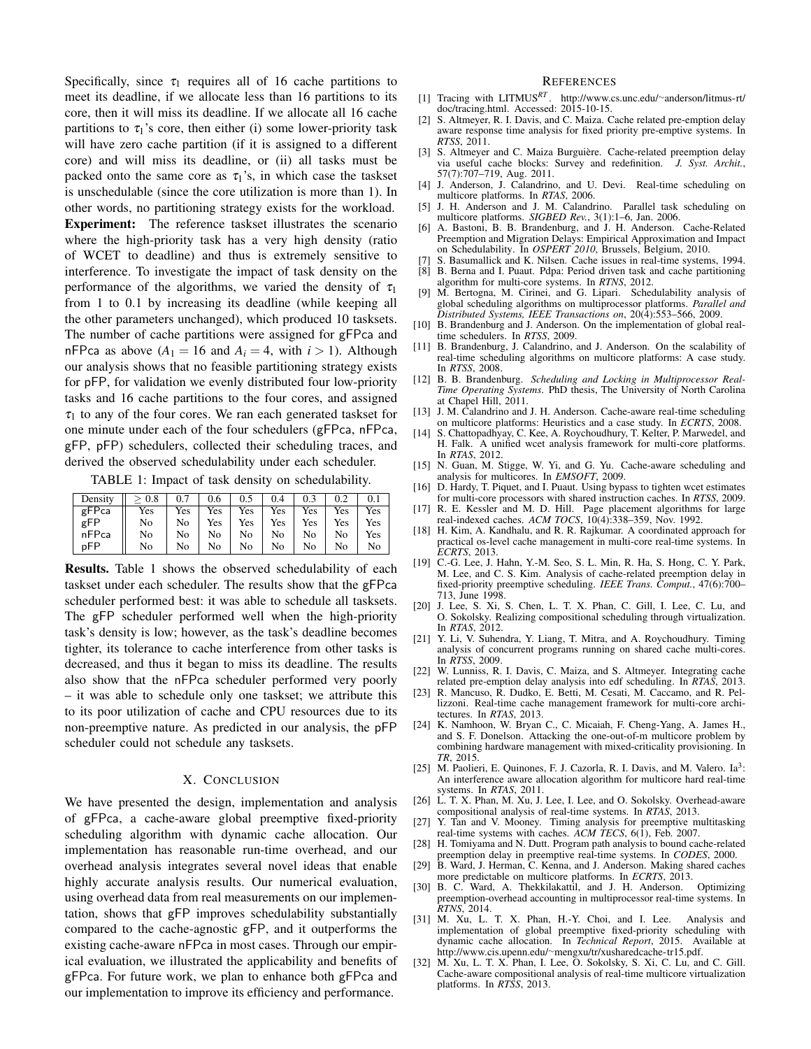Specifically, since $\tau_1$ requires all of 16 cache partitions to meet its deadline, if we allocate less than 16 partitions to its core, then it will miss its deadline. If we allocate all 16 cache partitions to $\tau_1$'s core, then either (i) some lower-priority task will have zero cache partition (if it is assigned to a different core) and will miss its deadline, or (ii) all tasks must be packed onto the same core as $\tau_1$'s, in which case the taskset is unschedulable (since the core utilization is more than 1). In other words, no partitioning strategy exists for the workload.

**Experiment:** The reference taskset illustrates the scenario where the high-priority task has a very high density (ratio of WCET to deadline) and thus is extremely sensitive to interference. To investigate the impact of task density on the performance of the algorithms, we varied the density of $\tau_1$ from 1 to 0.1 by increasing its deadline (while keeping all the other parameters unchanged), which produced 10 tasksets. The number of cache partitions were assigned for gFPca and nFPca as above ($A_1 = 16$ and $A_i = 4$, with $i > 1$). Although our analysis shows that no feasible partitioning strategy exists for pFP, for validation we evenly distributed four low-priority tasks and 16 cache partitions to the four cores, and assigned $\tau_1$ to any of the four cores. We ran each generated taskset for one minute under each of the four schedulers (gFPca, nFPca, gFP, pFP) schedulers, collected their scheduling traces, and derived the observed schedulability under each scheduler.

TABLE 1: Impact of task density on schedulability.

| Density | $\geq 0.8$ | 0.7 | 0.6 | 0.5 | 0.4 | 0.3 | 0.2 | 0.1 |
|---|---|---|---|---|---|---|---|---|
| gFPca | Yes | Yes | Yes | Yes | Yes | Yes | Yes | Yes |
| gFP | No | No | Yes | Yes | Yes | Yes | Yes | Yes |
| nFPca | No | No | No | No | No | No | No | Yes |
| pFP | No | No | No | No | No | No | No | No |

**Results.** Table 1 shows the observed schedulability of each taskset under each scheduler. The results show that the gFPca scheduler performed best: it was able to schedule all tasksets. The gFP scheduler performed well when the high-priority task's density is low; however, as the task's deadline becomes tighter, its tolerance to cache interference from other tasks is decreased, and thus it began to miss its deadline. The results also show that the nFPca scheduler performed very poorly – it was able to schedule only one taskset; we attribute this to its poor utilization of cache and CPU resources due to its non-preemptive nature. As predicted in our analysis, the pFP scheduler could not schedule any tasksets.

## X. Conclusion

We have presented the design, implementation and analysis of gFPca, a cache-aware global preemptive fixed-priority scheduling algorithm with dynamic cache allocation. Our implementation has reasonable run-time overhead, and our overhead analysis integrates several novel ideas that enable highly accurate analysis results. Our numerical evaluation, using overhead data from real measurements on our implementation, shows that gFP improves schedulability substantially compared to the cache-agnostic gFP, and it outperforms the existing cache-aware nFPca in most cases. Through our empirical evaluation, we illustrated the applicability and benefits of gFPca. For future work, we plan to enhance both gFPca and our implementation to improve its efficiency and performance.

## References

[1] Tracing with LITMUS$^{RT}$. http://www.cs.unc.edu/~anderson/litmus-rt/doc/tracing.html. Accessed: 2015-10-15.

[2] S. Altmeyer, R. I. Davis, and C. Maiza. Cache related pre-emption delay aware response time analysis for fixed priority pre-emptive systems. In *RTSS*, 2011.

[3] S. Altmeyer and C. Maiza Burguière. Cache-related preemption delay via useful cache blocks: Survey and redefinition. *J. Syst. Archit.*, 57(7):707–719, Aug. 2011.

[4] J. Anderson, J. Calandrino, and U. Devi. Real-time scheduling on multicore platforms. In *RTAS*, 2006.

[5] J. H. Anderson and J. M. Calandrino. Parallel task scheduling on multicore platforms. *SIGBED Rev.*, 3(1):1–6, Jan. 2006.

[6] A. Bastoni, B. B. Brandenburg, and J. H. Anderson. Cache-Related Preemption and Migration Delays: Empirical Approximation and Impact on Schedulability. In *OSPERT 2010*, Brussels, Belgium, 2010.

[7] S. Basumallick and K. Nilsen. Cache issues in real-time systems, 1994.

[8] B. Berna and I. Puaut. Pdpa: Period driven task and cache partitioning algorithm for multi-core systems. In *RTNS*, 2012.

[9] M. Bertogna, M. Cirinei, and G. Lipari. Schedulability analysis of global scheduling algorithms on multiprocessor platforms. *Parallel and Distributed Systems, IEEE Transactions on*, 20(4):553–566, 2009.

[10] B. Brandenburg and J. Anderson. On the implementation of global real-time schedulers. In *RTSS*, 2009.

[11] B. Brandenburg, J. Calandrino, and J. Anderson. On the scalability of real-time scheduling algorithms on multicore platforms: A case study. In *RTSS*, 2008.

[12] B. B. Brandenburg. *Scheduling and Locking in Multiprocessor Real-Time Operating Systems*. PhD thesis, The University of North Carolina at Chapel Hill, 2011.

[13] J. M. Calandrino and J. H. Anderson. Cache-aware real-time scheduling on multicore platforms: Heuristics and a case study. In *ECRTS*, 2008.

[14] S. Chattopadhyay, C. Kee, A. Roychoudhury, T. Kelter, P. Marwedel, and H. Falk. A unified wcet analysis framework for multi-core platforms. In *RTAS*, 2012.

[15] N. Guan, M. Stigge, W. Yi, and G. Yu. Cache-aware scheduling and analysis for multicores. In *EMSOFT*, 2009.

[16] D. Hardy, T. Piquet, and I. Puaut. Using bypass to tighten wcet estimates for multi-core processors with shared instruction caches. In *RTSS*, 2009.

[17] R. E. Kessler and M. D. Hill. Page placement algorithms for large real-indexed caches. *ACM TOCS*, 10(4):338–359, Nov. 1992.

[18] H. Kim, A. Kandhalu, and R. R. Rajkumar. A coordinated approach for practical os-level cache management in multi-core real-time systems. In *ECRTS*, 2013.

[19] C.-G. Lee, J. Hahn, Y.-M. Seo, S. L. Min, R. Ha, S. Hong, C. Y. Park, M. Lee, and C. S. Kim. Analysis of cache-related preemption delay in fixed-priority preemptive scheduling. *IEEE Trans. Comput.*, 47(6):700–713, June 1998.

[20] J. Lee, S. Xi, S. Chen, L. T. X. Phan, C. Gill, I. Lee, C. Lu, and O. Sokolsky. Realizing compositional scheduling through virtualization. In *RTAS*, 2012.

[21] Y. Li, V. Suhendra, Y. Liang, T. Mitra, and A. Roychoudhury. Timing analysis of concurrent programs running on shared cache multi-cores. In *RTSS*, 2009.

[22] W. Lunniss, R. I. Davis, C. Maiza, and S. Altmeyer. Integrating cache related pre-emption delay analysis into edf scheduling. In *RTAS*, 2013.

[23] R. Mancuso, R. Dudko, E. Betti, M. Cesati, M. Caccamo, and R. Pellizzoni. Real-time cache management framework for multi-core architectures. In *RTAS*, 2013.

[24] K. Namhoon, W. Bryan C., C. Micaiah, F. Cheng-Yang, A. James H., and S. F. Donelson. Attacking the one-out-of-m multicore problem by combining hardware management with mixed-criticality provisioning. In *TR*, 2015.

[25] M. Paolieri, E. Quinones, F. J. Cazorla, R. I. Davis, and M. Valero. Ia$^3$: An interference aware allocation algorithm for multicore hard real-time systems. In *RTAS*, 2011.

[26] L. T. X. Phan, M. Xu, J. Lee, I. Lee, and O. Sokolsky. Overhead-aware compositional analysis of real-time systems. In *RTAS*, 2013.

[27] Y. Tan and V. Mooney. Timing analysis for preemptive multitasking real-time systems with caches. *ACM TECS*, 6(1), Feb. 2007.

[28] H. Tomiyama and N. Dutt. Program path analysis to bound cache-related preemption delay in preemptive real-time systems. In *CODES*, 2000.

[29] B. Ward, J. Herman, C. Kenna, and J. Anderson. Making shared caches more predictable on multicore platforms. In *ECRTS*, 2013.

[30] B. C. Ward, A. Thekkilakattil, and J. H. Anderson. Optimizing preemption-overhead accounting in multiprocessor real-time systems. In *RTNS*, 2014.

[31] M. Xu, L. T. X. Phan, H.-Y. Choi, and I. Lee. Analysis and implementation of global preemptive fixed-priority scheduling with dynamic cache allocation. In *Technical Report*, 2015. Available at http://www.cis.upenn.edu/~mengxu/tr/xusharedcache-tr15.pdf.

[32] M. Xu, L. T. X. Phan, I. Lee, O. Sokolsky, S. Xi, C. Lu, and C. Gill. Cache-aware compositional analysis of real-time multicore virtualization platforms. In *RTSS*, 2013.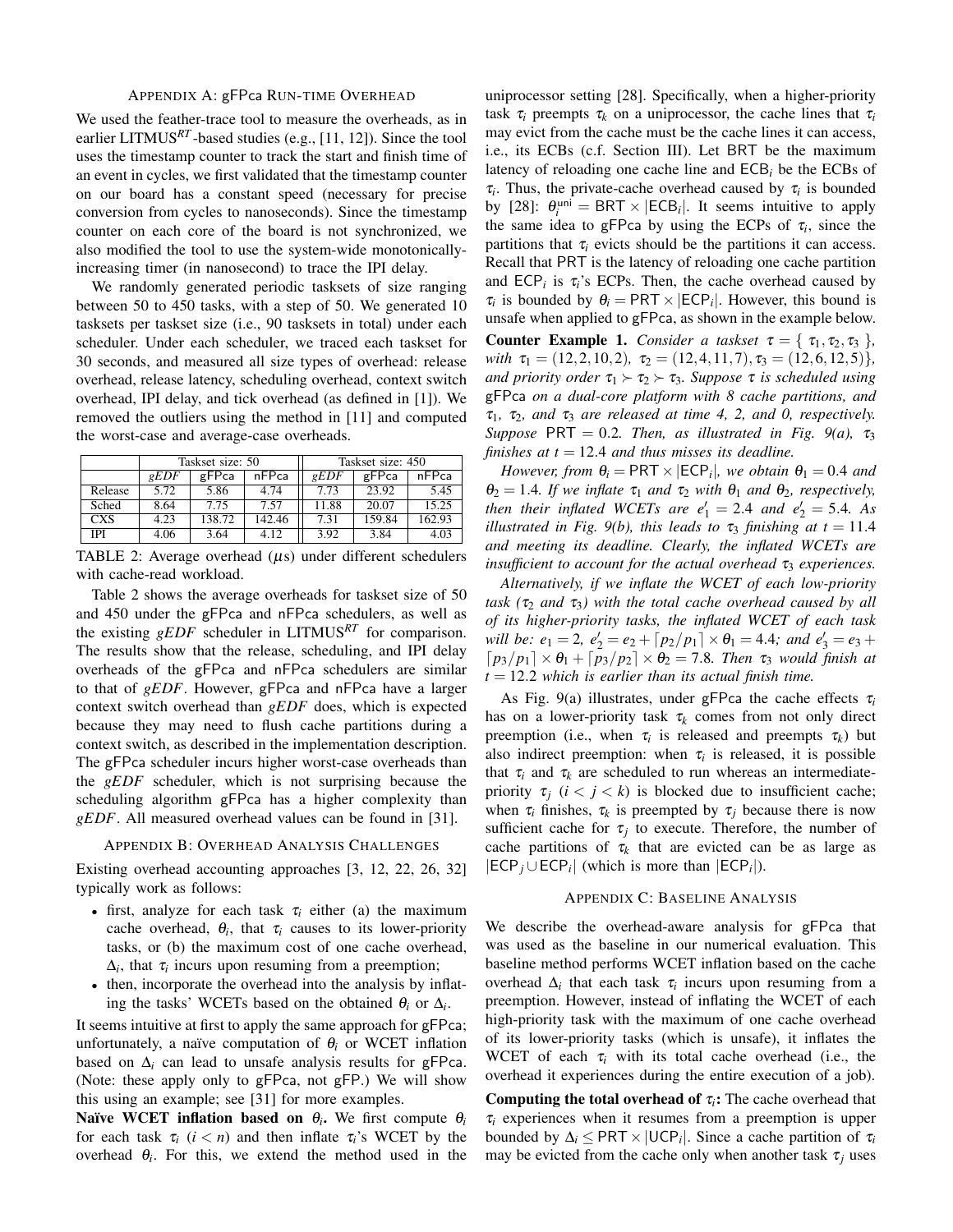### Appendix A: gFPca Run-time Overhead

We used the feather-trace tool to measure the overheads, as in earlier LITMUS$^{RT}$-based studies (e.g., [11, 12]). Since the tool uses the timestamp counter to track the start and finish time of an event in cycles, we first validated that the timestamp counter on our board has a constant speed (necessary for precise conversion from cycles to nanoseconds). Since the timestamp counter on each core of the board is not synchronized, we also modified the tool to use the system-wide monotonically-increasing timer (in nanosecond) to trace the IPI delay.

We randomly generated periodic tasksets of size ranging between 50 to 450 tasks, with a step of 50. We generated 10 tasksets per taskset size (i.e., 90 tasksets in total) under each scheduler. Under each scheduler, we traced each taskset for 30 seconds, and measured all size types of overhead: release overhead, release latency, scheduling overhead, context switch overhead, IPI delay, and tick overhead (as defined in [1]). We removed the outliers using the method in [11] and computed the worst-case and average-case overheads.

| | Taskset size: 50 | | | Taskset size: 450 | | |
|---|---|---|---|---|---|---|
| | *gEDF* | gFPca | nFPca | *gEDF* | gFPca | nFPca |
| Release | 5.72 | 5.86 | 4.74 | 7.73 | 23.92 | 5.45 |
| Sched | 8.64 | 7.75 | 7.57 | 11.88 | 20.07 | 15.25 |
| CXS | 4.23 | 138.72 | 142.46 | 7.31 | 159.84 | 162.93 |
| IPI | 4.06 | 3.64 | 4.12 | 3.92 | 3.84 | 4.03 |

TABLE 2: Average overhead ($\mu$s) under different schedulers with cache-read workload.

Table 2 shows the average overheads for taskset size of 50 and 450 under the gFPca and nFPca schedulers, as well as the existing *gEDF* scheduler in LITMUS$^{RT}$ for comparison. The results show that the release, scheduling, and IPI delay overheads of the gFPca and nFPca schedulers are similar to that of *gEDF*. However, gFPca and nFPca have a larger context switch overhead than *gEDF* does, which is expected because they may need to flush cache partitions during a context switch, as described in the implementation description. The gFPca scheduler incurs higher worst-case overheads than the *gEDF* scheduler, which is not surprising because the scheduling algorithm gFPca has a higher complexity than *gEDF*. All measured overhead values can be found in [31].

### Appendix B: Overhead Analysis Challenges

Existing overhead accounting approaches [3, 12, 22, 26, 32] typically work as follows:

- first, analyze for each task $\tau_i$ either (a) the maximum cache overhead, $\theta_i$, that $\tau_i$ causes to its lower-priority tasks, or (b) the maximum cost of one cache overhead, $\Delta_i$, that $\tau_i$ incurs upon resuming from a preemption;
- then, incorporate the overhead into the analysis by inflating the tasks' WCETs based on the obtained $\theta_i$ or $\Delta_i$.

It seems intuitive at first to apply the same approach for gFPca; unfortunately, a naïve computation of $\theta_i$ or WCET inflation based on $\Delta_i$ can lead to unsafe analysis results for gFPca. (Note: these apply only to gFPca, not gFP.) We will show this using an example; see [31] for more examples.

**Naïve WCET inflation based on $\theta_i$.** We first compute $\theta_i$ for each task $\tau_i$ ($i < n$) and then inflate $\tau_i$'s WCET by the overhead $\theta_i$. For this, we extend the method used in the uniprocessor setting [28]. Specifically, when a higher-priority task $\tau_i$ preempts $\tau_k$ on a uniprocessor, the cache lines that $\tau_i$ may evict from the cache must be the cache lines it can access, i.e., its ECBs (c.f. Section III). Let BRT be the maximum latency of reloading one cache line and $\mathsf{ECB}_i$ be the ECBs of $\tau_i$. Thus, the private-cache overhead caused by $\tau_i$ is bounded by [28]: $\theta_i^{\mathsf{uni}} = \mathsf{BRT} \times |\mathsf{ECB}_i|$. It seems intuitive to apply the same idea to gFPca by using the ECPs of $\tau_i$, since the partitions that $\tau_i$ evicts should be the partitions it can access. Recall that PRT is the latency of reloading one cache partition and $\mathsf{ECP}_i$ is $\tau_i$'s ECPs. Then, the cache overhead caused by $\tau_i$ is bounded by $\theta_i = \mathsf{PRT} \times |\mathsf{ECP}_i|$. However, this bound is unsafe when applied to gFPca, as shown in the example below.

**Counter Example 1.** *Consider a taskset $\tau = \{\tau_1, \tau_2, \tau_3\}$, with $\tau_1 = (12, 2, 10, 2)$, $\tau_2 = (12, 4, 11, 7)$, $\tau_3 = (12, 6, 12, 5)\}$, and priority order $\tau_1 \succ \tau_2 \succ \tau_3$. Suppose $\tau$ is scheduled using* gFPca *on a dual-core platform with 8 cache partitions, and $\tau_1$, $\tau_2$, and $\tau_3$ are released at time 4, 2, and 0, respectively. Suppose* $\mathsf{PRT} = 0.2$. *Then, as illustrated in Fig. 9(a), $\tau_3$ finishes at $t = 12.4$ and thus misses its deadline.*

*However, from $\theta_i = \mathsf{PRT} \times |\mathsf{ECP}_i|$, we obtain $\theta_1 = 0.4$ and $\theta_2 = 1.4$. If we inflate $\tau_1$ and $\tau_2$ with $\theta_1$ and $\theta_2$, respectively, then their inflated WCETs are $e_1' = 2.4$ and $e_2' = 5.4$. As illustrated in Fig. 9(b), this leads to $\tau_3$ finishing at $t = 11.4$ and meeting its deadline. Clearly, the inflated WCETs are insufficient to account for the actual overhead $\tau_3$ experiences.*

*Alternatively, if we inflate the WCET of each low-priority task ($\tau_2$ and $\tau_3$) with the total cache overhead caused by all of its higher-priority tasks, the inflated WCET of each task will be: $e_1 = 2$, $e_2' = e_2 + \lceil p_2/p_1 \rceil \times \theta_1 = 4.4$; and $e_3' = e_3 + \lceil p_3/p_1 \rceil \times \theta_1 + \lceil p_3/p_2 \rceil \times \theta_2 = 7.8$. Then $\tau_3$ would finish at $t = 12.2$ which is earlier than its actual finish time.*

As Fig. 9(a) illustrates, under gFPca the cache effects $\tau_i$ has on a lower-priority task $\tau_k$ comes from not only direct preemption (i.e., when $\tau_i$ is released and preempts $\tau_k$) but also indirect preemption: when $\tau_i$ is released, it is possible that $\tau_i$ and $\tau_k$ are scheduled to run whereas an intermediate-priority $\tau_j$ ($i < j < k$) is blocked due to insufficient cache; when $\tau_i$ finishes, $\tau_k$ is preempted by $\tau_j$ because there is now sufficient cache for $\tau_j$ to execute. Therefore, the number of cache partitions of $\tau_k$ that are evicted can be as large as $|\mathsf{ECP}_j \cup \mathsf{ECP}_i|$ (which is more than $|\mathsf{ECP}_i|$).

### Appendix C: Baseline Analysis

We describe the overhead-aware analysis for gFPca that was used as the baseline in our numerical evaluation. This baseline method performs WCET inflation based on the cache overhead $\Delta_i$ that each task $\tau_i$ incurs upon resuming from a preemption. However, instead of inflating the WCET of each high-priority task with the maximum of one cache overhead of its lower-priority tasks (which is unsafe), it inflates the WCET of each $\tau_i$ with its total cache overhead (i.e., the overhead it experiences during the entire execution of a job).

**Computing the total overhead of $\tau_i$:** The cache overhead that $\tau_i$ experiences when it resumes from a preemption is upper bounded by $\Delta_i \leq \mathsf{PRT} \times |\mathsf{UCP}_i|$. Since a cache partition of $\tau_i$ may be evicted from the cache only when another task $\tau_j$ uses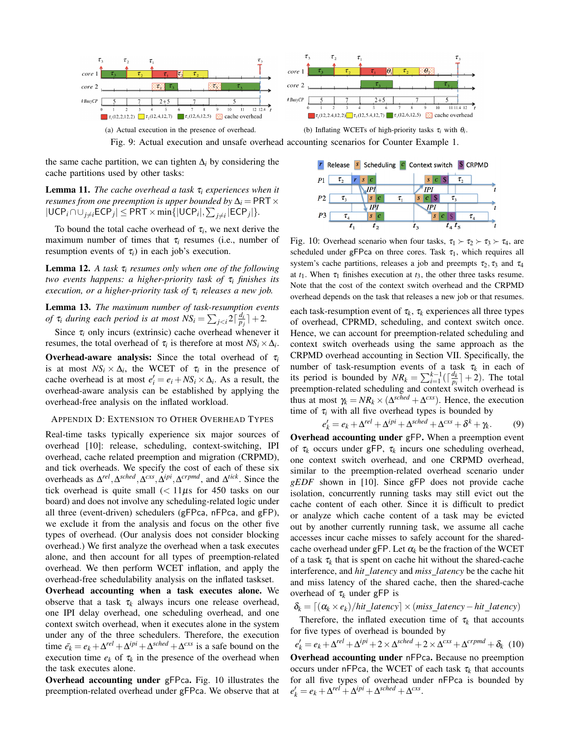(a) Actual execution in the presence of overhead.

(b) Inflating WCETs of high-priority tasks $\tau_i$ with $\theta_i$.

Fig. 9: Actual execution and unsafe overhead accounting scenarios for Counter Example 1.

the same cache partition, we can tighten $\Delta_i$ by considering the cache partitions used by other tasks:

**Lemma 11.** *The cache overhead a task $\tau_i$ experiences when it resumes from one preemption is upper bounded by* $\Delta_i = \text{PRT} \times |\text{UCP}_i \cap \cup_{j \neq i} \text{ECP}_j| \leq \text{PRT} \times \min\{|\text{UCP}_i|, \sum_{j \neq i} |\text{ECP}_j|\}$.

To bound the total cache overhead of $\tau_i$, we next derive the maximum number of times that $\tau_i$ resumes (i.e., number of resumption events of $\tau_i$) in each job's execution.

**Lemma 12.** *A task $\tau_i$ resumes only when one of the following two events happens: a higher-priority task of $\tau_i$ finishes its execution, or a higher-priority task of $\tau_i$ releases a new job.*

**Lemma 13.** *The maximum number of task-resumption events of $\tau_i$ during each period is at most* $NS_i = \sum_{j<i} 2\lceil \frac{d_i}{p_j} \rceil + 2$.

Since $\tau_i$ only incurs (extrinsic) cache overhead whenever it resumes, the total overhead of $\tau_i$ is therefore at most $NS_i \times \Delta_i$.

**Overhead-aware analysis:** Since the total overhead of $\tau_i$ is at most $NS_i \times \Delta_i$, the WCET of $\tau_i$ in the presence of cache overhead is at most $e'_i = e_i + NS_i \times \Delta_i$. As a result, the overhead-aware analysis can be established by applying the overhead-free analysis on the inflated workload.

## Appendix D: Extension to Other Overhead Types

Real-time tasks typically experience six major sources of overhead [10]: release, scheduling, context-switching, IPI overhead, cache related preemption and migration (CRPMD), and tick overheads. We specify the cost of each of these six overheads as $\Delta^{rel}, \Delta^{sched}, \Delta^{cxs}, \Delta^{ipi}, \Delta^{crpmd}$, and $\Delta^{tick}$. Since the tick overhead is quite small ($< 11\mu s$ for 450 tasks on our board) and does not involve any scheduling-related logic under all three (event-driven) schedulers (gFPca, nFPca, and gFP), we exclude it from the analysis and focus on the other five types of overhead. (Our analysis does not consider blocking overhead.) We first analyze the overhead when a task executes alone, and then account for all types of preemption-related overhead. We then perform WCET inflation, and apply the overhead-free schedulability analysis on the inflated taskset.

**Overhead accounting when a task executes alone.** We observe that a task $\tau_k$ always incurs one release overhead, one IPI delay overhead, one scheduling overhead, and one context switch overhead, when it executes alone in the system under any of the three schedulers. Therefore, the execution time $\bar{e}_k = e_k + \Delta^{rel} + \Delta^{ipi} + \Delta^{sched} + \Delta^{cxs}$ is a safe bound on the execution time $e_k$ of $\tau_k$ in the presence of the overhead when the task executes alone.

**Overhead accounting under gFPca.** Fig. 10 illustrates the preemption-related overhead under gFPca. We observe that at each task-resumption event of $\tau_k$, $\tau_k$ experiences all three types of overhead, CPRMD, scheduling, and context switch once. Hence, we can account for preemption-related scheduling and context switch overheads using the same approach as the CRPMD overhead accounting in Section VII. Specifically, the number of task-resumption events of a task $\tau_k$ in each of its period is bounded by $NR_k = \sum_{i=1}^{k-1}(\lceil \frac{d_k}{p_i} \rceil + 2)$. The total preemption-related scheduling and context switch overhead is thus at most $\gamma_k = NR_k \times (\Delta^{sched} + \Delta^{cxs})$. Hence, the execution time of $\tau_i$ with all five overhead types is bounded by

$$e'_k = e_k + \Delta^{rel} + \Delta^{ipi} + \Delta^{sched} + \Delta^{cxs} + \delta^k + \gamma_k. \quad (9)$$

Fig. 10: Overhead scenario when four tasks, $\tau_1 \succ \tau_2 \succ \tau_3 \succ \tau_4$, are scheduled under gFPca on three cores. Task $\tau_1$, which requires all system's cache partitions, releases a job and preempts $\tau_2, \tau_3$ and $\tau_4$ at $t_1$. When $\tau_1$ finishes execution at $t_3$, the other three tasks resume. Note that the cost of the context switch overhead and the CRPMD overhead depends on the task that releases a new job or that resumes.

**Overhead accounting under gFP.** When a preemption event of $\tau_k$ occurs under gFP, $\tau_k$ incurs one scheduling overhead, one context switch overhead, and one CRPMD overhead, similar to the preemption-related overhead scenario under *gEDF* shown in [10]. Since gFP does not provide cache isolation, concurrently running tasks may still evict out the cache content of each other. Since it is difficult to predict or analyze which cache content of a task may be evicted out by another currently running task, we assume all cache accesses incur cache misses to safely account for the shared-cache overhead under gFP. Let $\alpha_k$ be the fraction of the WCET of a task $\tau_k$ that is spent on cache hit without the shared-cache interference, and *hit_latency* and *miss_latency* be the cache hit and miss latency of the shared cache, then the shared-cache overhead of $\tau_k$ under gFP is

$$\delta_k = \lceil (\alpha_k \times e_k)/hit\_latency \rceil \times (miss\_latency - hit\_latency)$$

Therefore, the inflated execution time of $\tau_k$ that accounts for five types of overhead is bounded by

$$e'_k = e_k + \Delta^{rel} + \Delta^{ipi} + 2 \times \Delta^{sched} + 2 \times \Delta^{cxs} + \Delta^{crpmd} + \delta_k \quad (10)$$

**Overhead accounting under nFPca.** Because no preemption occurs under nFPca, the WCET of each task $\tau_k$ that accounts for all five types of overhead under nFPca is bounded by $e'_k = e_k + \Delta^{rel} + \Delta^{ipi} + \Delta^{sched} + \Delta^{cxs}$.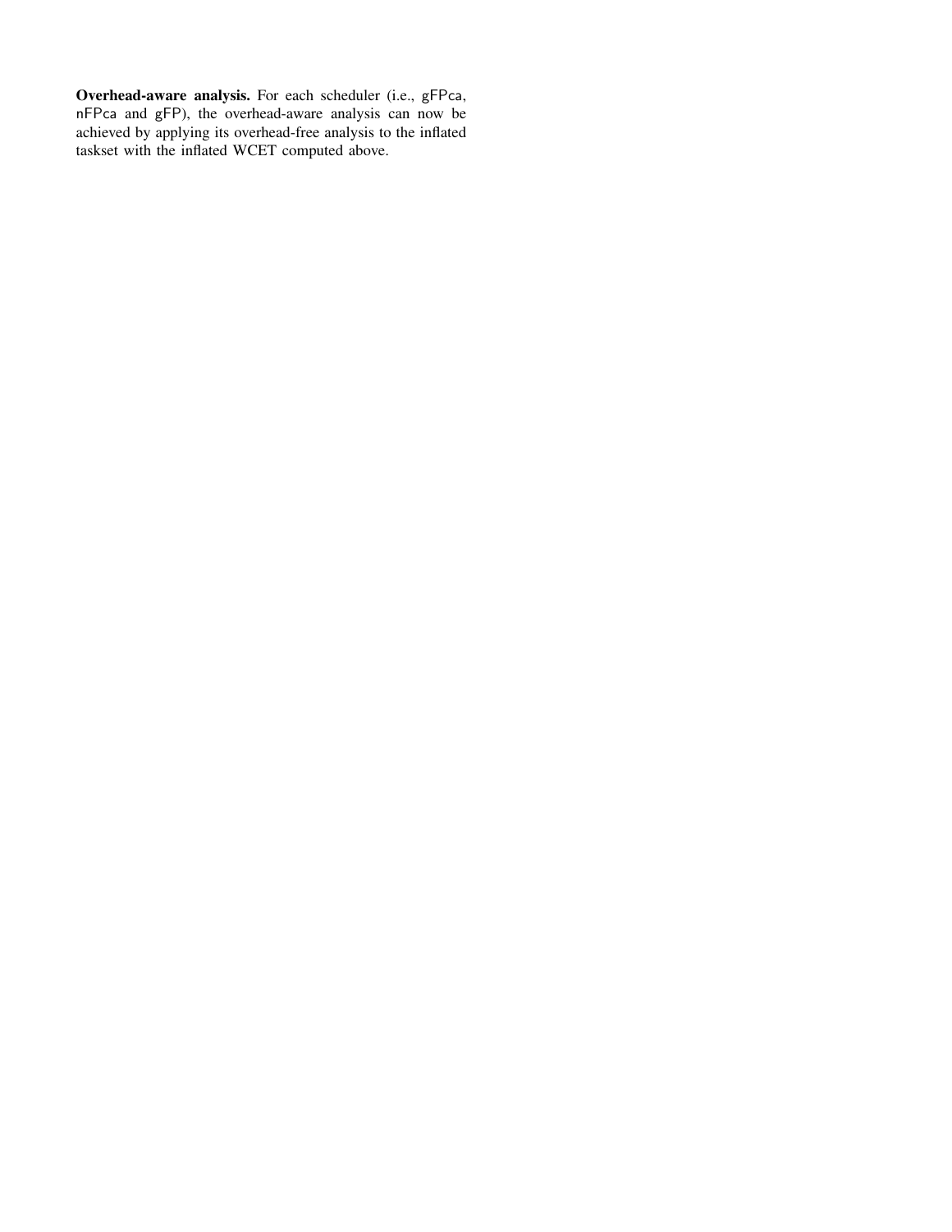**Overhead-aware analysis.** For each scheduler (i.e., gFPca, nFPca and gFP), the overhead-aware analysis can now be achieved by applying its overhead-free analysis to the inflated taskset with the inflated WCET computed above.